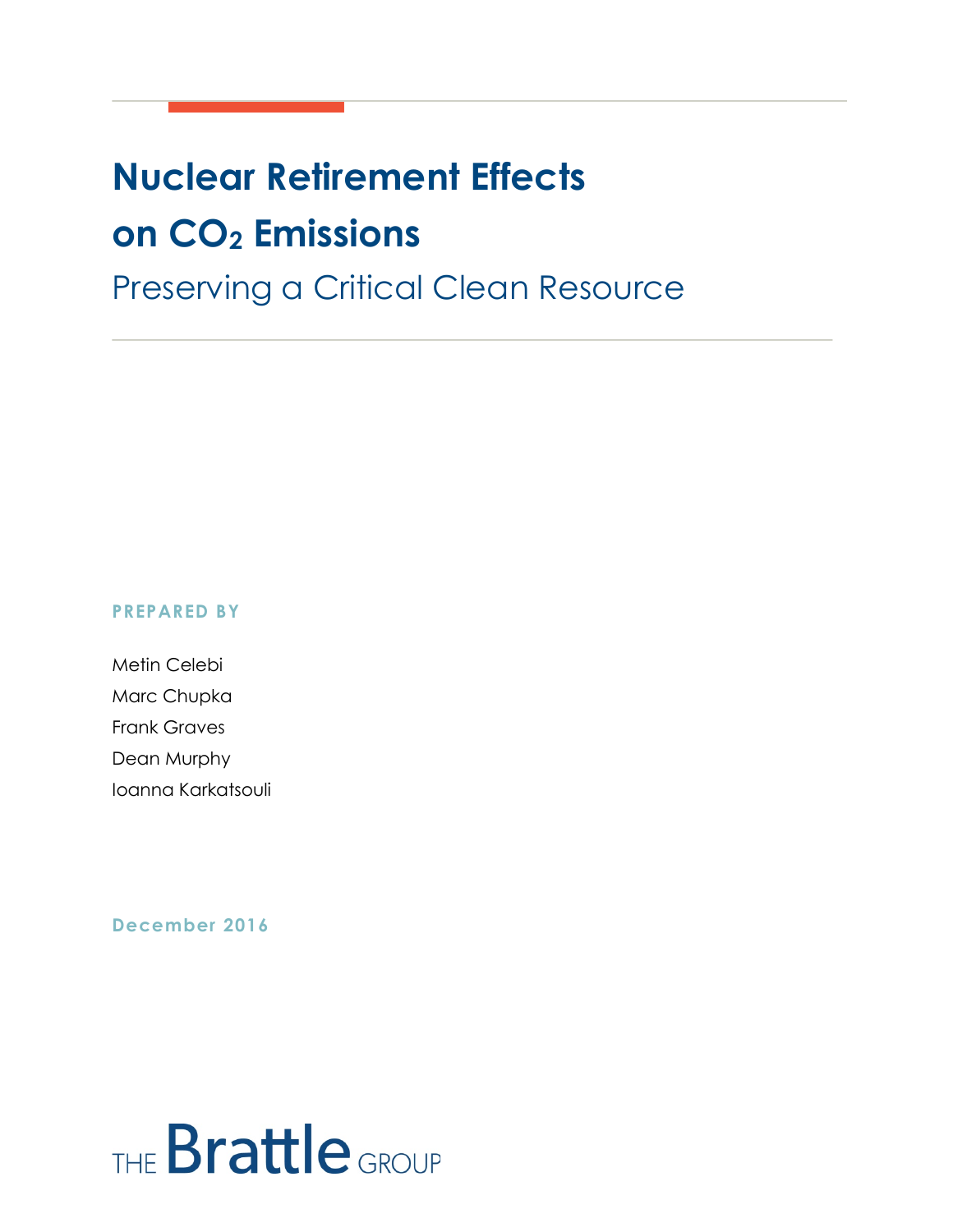# Nuclear Retirement Effects on $CO_2$ Emissions

## Preserving a Critical Clean Resource

**PREPARED BY**

Metin Celebi
Marc Chupka
Frank Graves
Dean Murphy
Ioanna Karkatsouli

**December 2016**

THE Brattle GROUP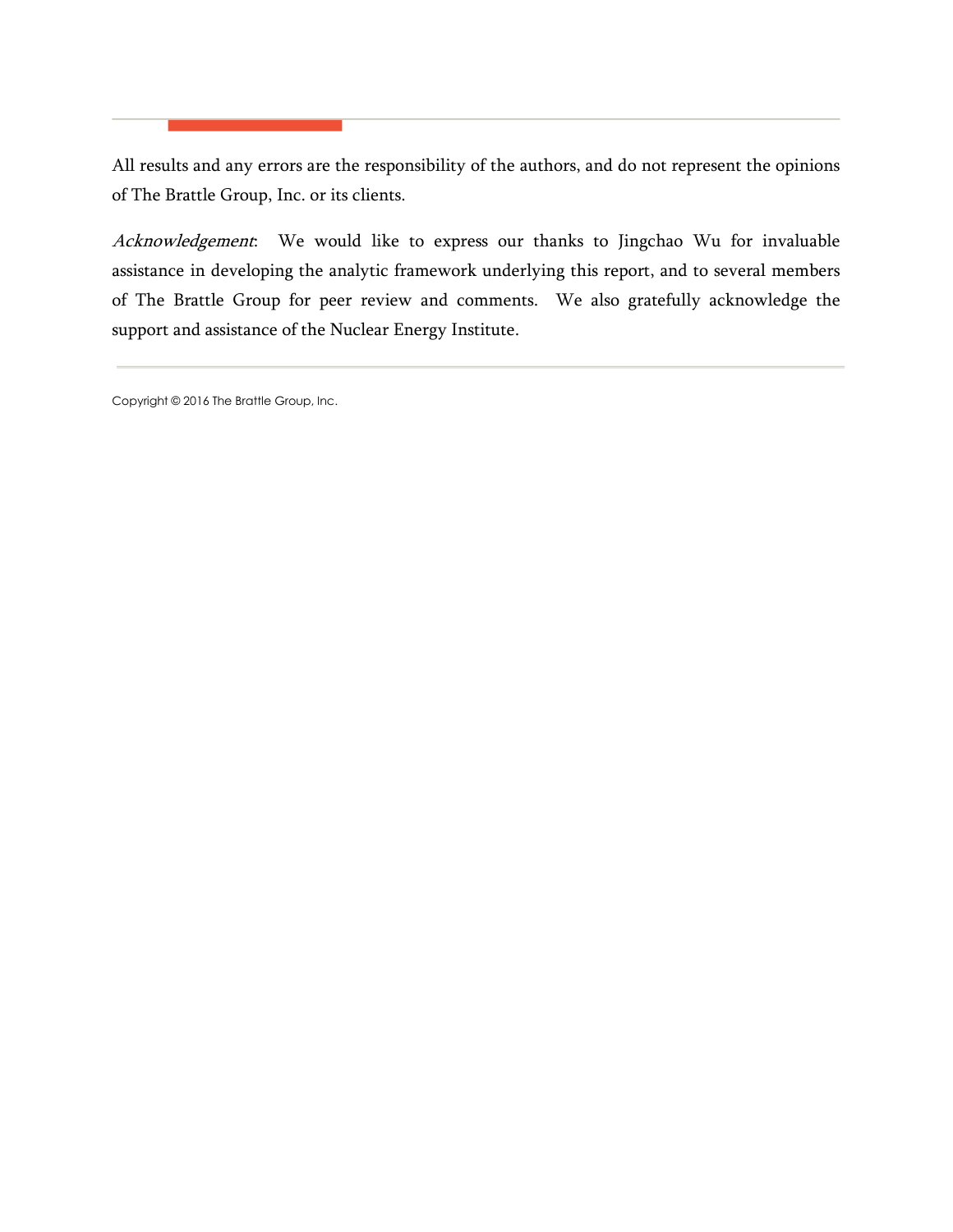All results and any errors are the responsibility of the authors, and do not represent the opinions of The Brattle Group, Inc. or its clients.

*Acknowledgement*: We would like to express our thanks to Jingchao Wu for invaluable assistance in developing the analytic framework underlying this report, and to several members of The Brattle Group for peer review and comments. We also gratefully acknowledge the support and assistance of the Nuclear Energy Institute.

Copyright © 2016 The Brattle Group, Inc.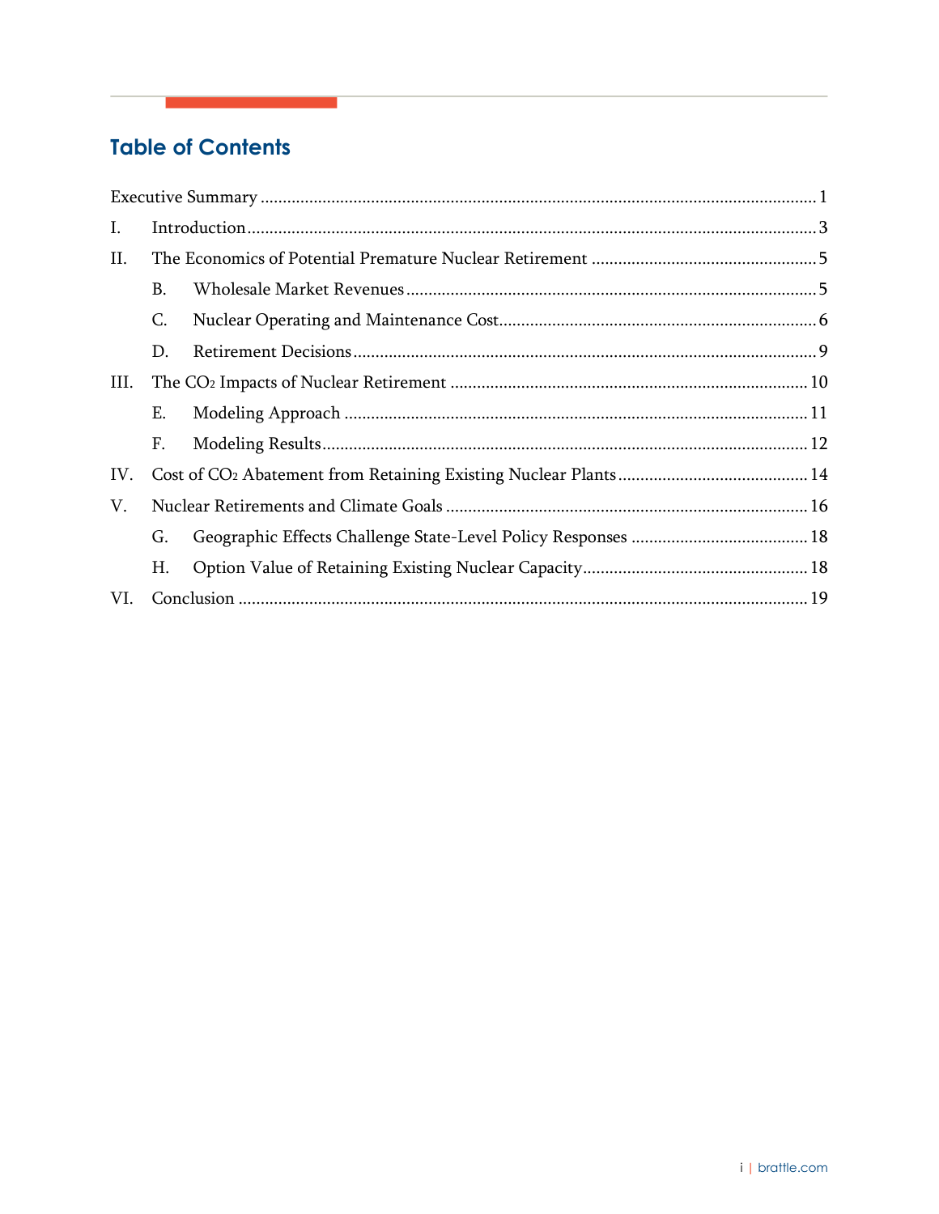## Table of Contents

Executive Summary ........................................................................................................................ 1

I. Introduction ............................................................................................................................. 3

II. The Economics of Potential Premature Nuclear Retirement .................................................. 5

- B. Wholesale Market Revenues ............................................................................................ 5
- C. Nuclear Operating and Maintenance Cost ....................................................................... 6
- D. Retirement Decisions ....................................................................................................... 9

III. The $CO_2$ Impacts of Nuclear Retirement ............................................................................ 10

- E. Modeling Approach ........................................................................................................ 11
- F. Modeling Results ............................................................................................................ 12

IV. Cost of $CO_2$ Abatement from Retaining Existing Nuclear Plants ........................................... 14

V. Nuclear Retirements and Climate Goals ................................................................................. 16

- G. Geographic Effects Challenge State-Level Policy Responses ........................................ 18
- H. Option Value of Retaining Existing Nuclear Capacity .................................................. 18

VI. Conclusion ............................................................................................................................. 19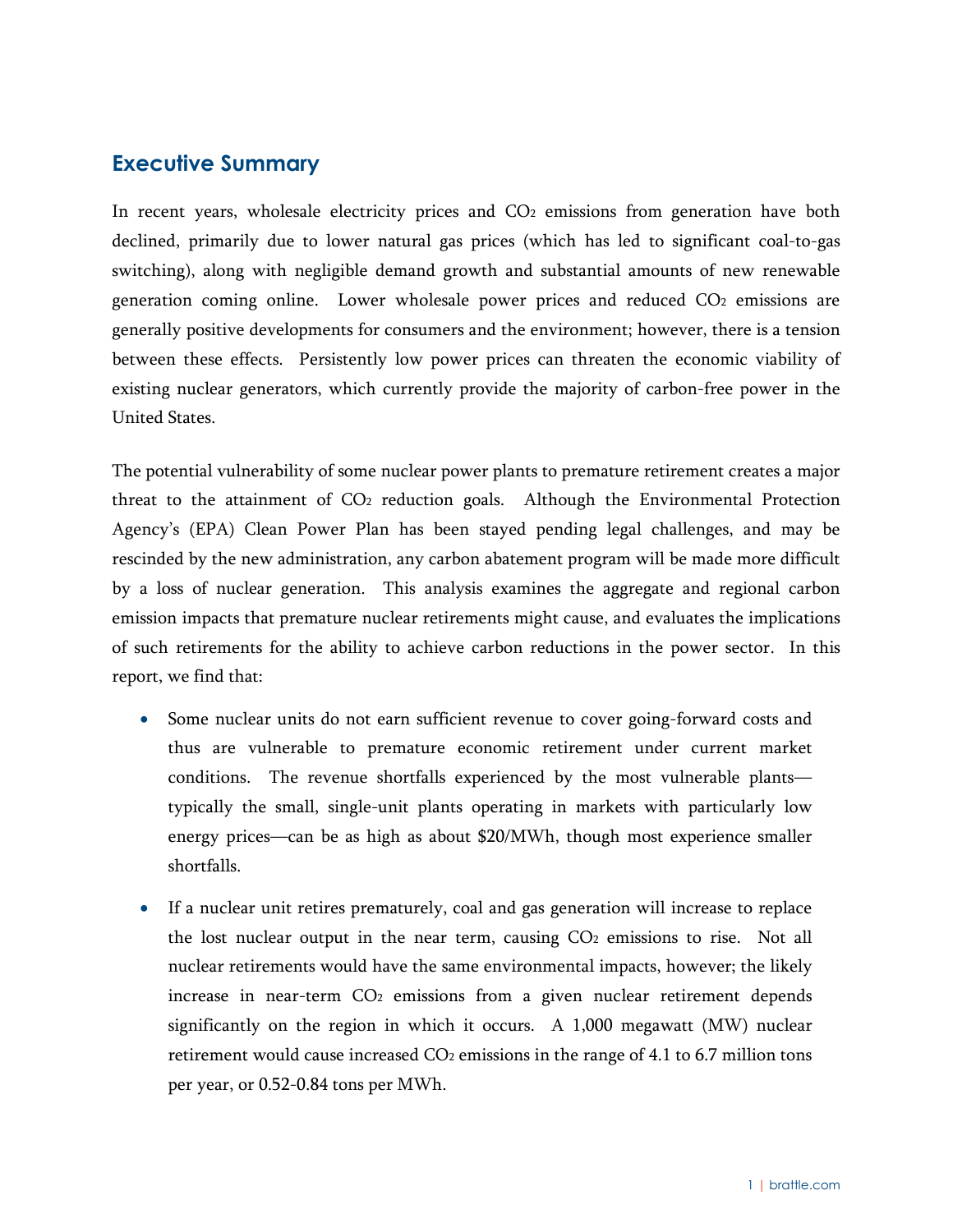## Executive Summary

In recent years, wholesale electricity prices and $CO_2$ emissions from generation have both declined, primarily due to lower natural gas prices (which has led to significant coal-to-gas switching), along with negligible demand growth and substantial amounts of new renewable generation coming online. Lower wholesale power prices and reduced $CO_2$ emissions are generally positive developments for consumers and the environment; however, there is a tension between these effects. Persistently low power prices can threaten the economic viability of existing nuclear generators, which currently provide the majority of carbon-free power in the United States.

The potential vulnerability of some nuclear power plants to premature retirement creates a major threat to the attainment of $CO_2$ reduction goals. Although the Environmental Protection Agency's (EPA) Clean Power Plan has been stayed pending legal challenges, and may be rescinded by the new administration, any carbon abatement program will be made more difficult by a loss of nuclear generation. This analysis examines the aggregate and regional carbon emission impacts that premature nuclear retirements might cause, and evaluates the implications of such retirements for the ability to achieve carbon reductions in the power sector. In this report, we find that:

- Some nuclear units do not earn sufficient revenue to cover going-forward costs and thus are vulnerable to premature economic retirement under current market conditions. The revenue shortfalls experienced by the most vulnerable plants—typically the small, single-unit plants operating in markets with particularly low energy prices—can be as high as about $20/MWh, though most experience smaller shortfalls.
- If a nuclear unit retires prematurely, coal and gas generation will increase to replace the lost nuclear output in the near term, causing $CO_2$ emissions to rise. Not all nuclear retirements would have the same environmental impacts, however; the likely increase in near-term $CO_2$ emissions from a given nuclear retirement depends significantly on the region in which it occurs. A 1,000 megawatt (MW) nuclear retirement would cause increased $CO_2$ emissions in the range of 4.1 to 6.7 million tons per year, or 0.52-0.84 tons per MWh.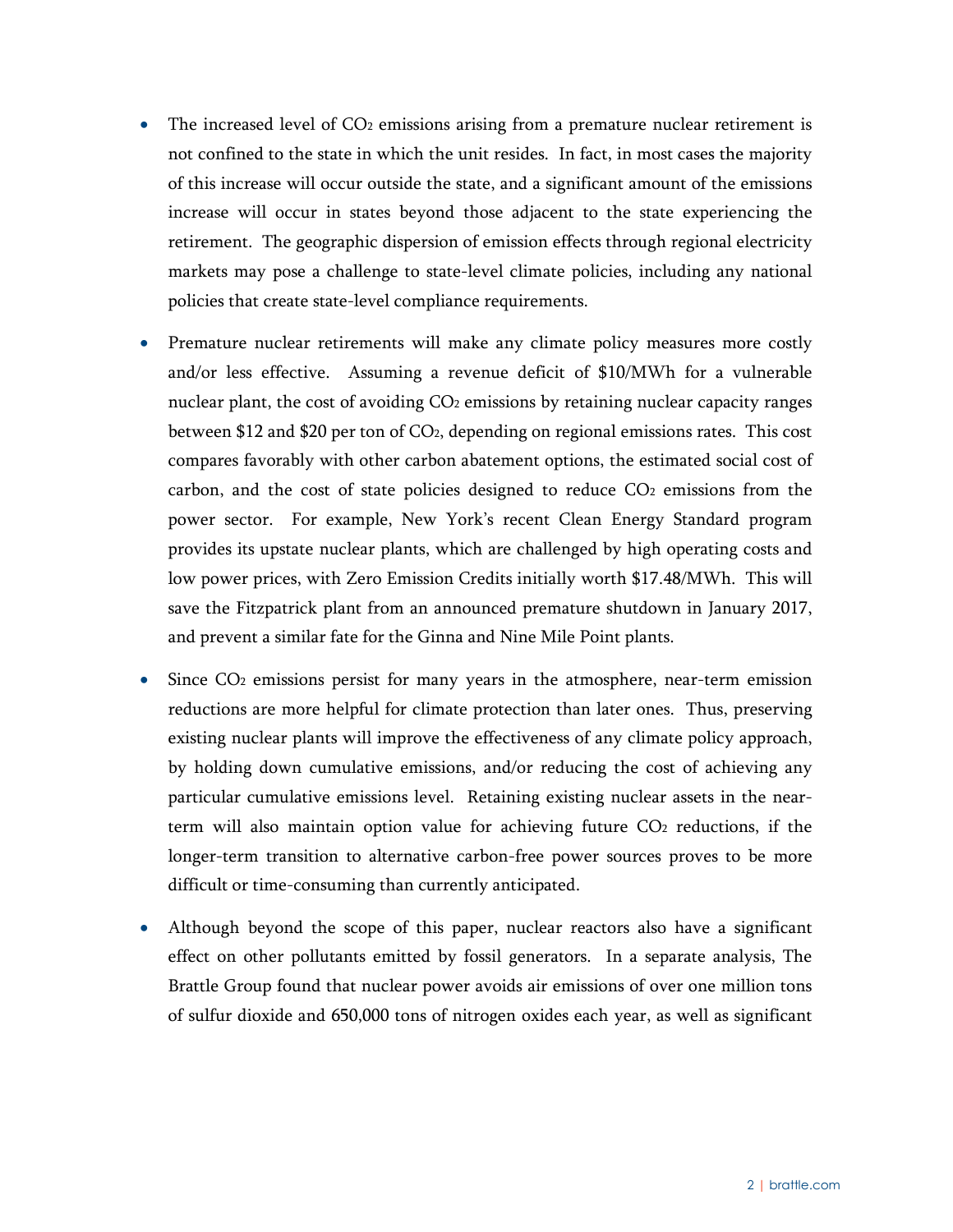- The increased level of $CO_2$ emissions arising from a premature nuclear retirement is not confined to the state in which the unit resides. In fact, in most cases the majority of this increase will occur outside the state, and a significant amount of the emissions increase will occur in states beyond those adjacent to the state experiencing the retirement. The geographic dispersion of emission effects through regional electricity markets may pose a challenge to state-level climate policies, including any national policies that create state-level compliance requirements.

- Premature nuclear retirements will make any climate policy measures more costly and/or less effective. Assuming a revenue deficit of $10/MWh for a vulnerable nuclear plant, the cost of avoiding $CO_2$ emissions by retaining nuclear capacity ranges between $12 and $20 per ton of $CO_2$, depending on regional emissions rates. This cost compares favorably with other carbon abatement options, the estimated social cost of carbon, and the cost of state policies designed to reduce $CO_2$ emissions from the power sector. For example, New York's recent Clean Energy Standard program provides its upstate nuclear plants, which are challenged by high operating costs and low power prices, with Zero Emission Credits initially worth $17.48/MWh. This will save the Fitzpatrick plant from an announced premature shutdown in January 2017, and prevent a similar fate for the Ginna and Nine Mile Point plants.

- Since $CO_2$ emissions persist for many years in the atmosphere, near-term emission reductions are more helpful for climate protection than later ones. Thus, preserving existing nuclear plants will improve the effectiveness of any climate policy approach, by holding down cumulative emissions, and/or reducing the cost of achieving any particular cumulative emissions level. Retaining existing nuclear assets in the near-term will also maintain option value for achieving future $CO_2$ reductions, if the longer-term transition to alternative carbon-free power sources proves to be more difficult or time-consuming than currently anticipated.

- Although beyond the scope of this paper, nuclear reactors also have a significant effect on other pollutants emitted by fossil generators. In a separate analysis, The Brattle Group found that nuclear power avoids air emissions of over one million tons of sulfur dioxide and 650,000 tons of nitrogen oxides each year, as well as significant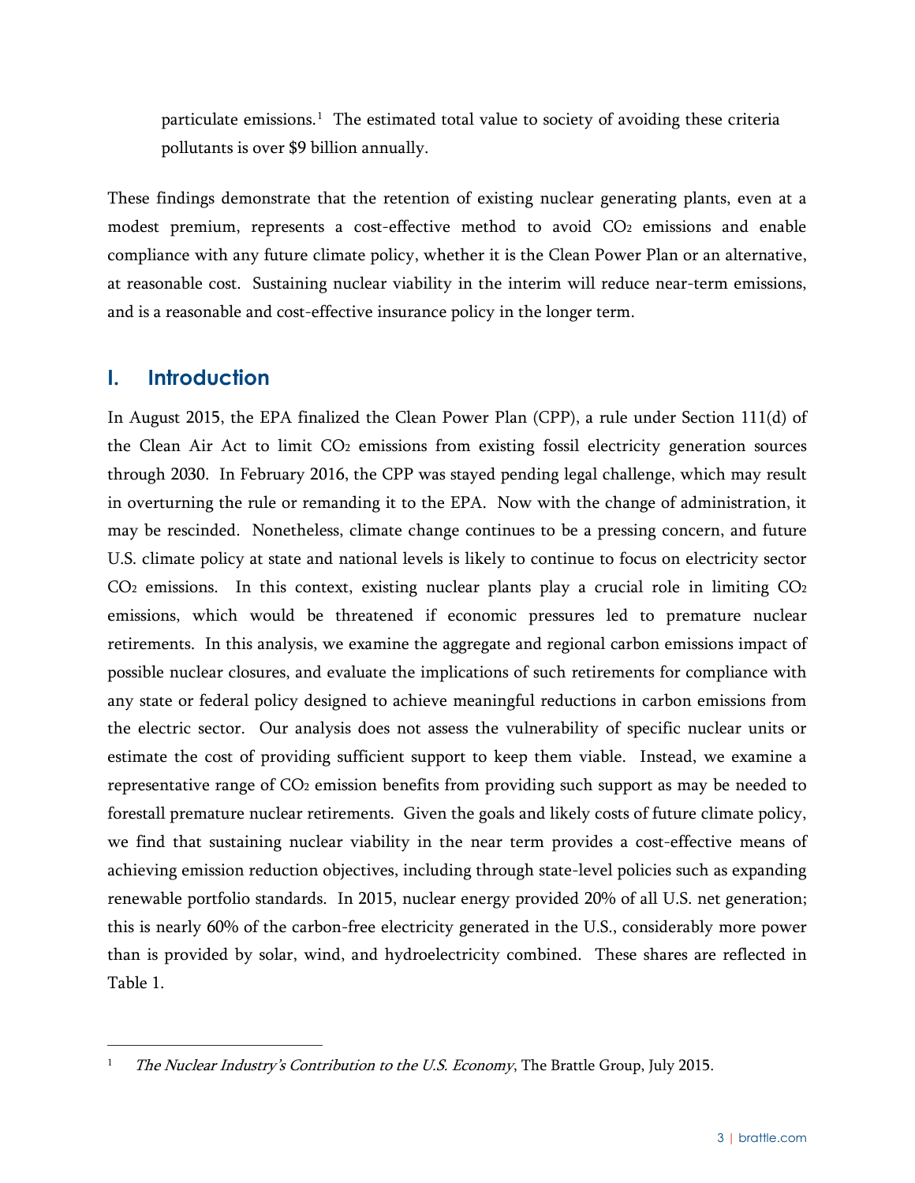particulate emissions.[1] The estimated total value to society of avoiding these criteria pollutants is over $9 billion annually.

These findings demonstrate that the retention of existing nuclear generating plants, even at a modest premium, represents a cost-effective method to avoid $CO_2$ emissions and enable compliance with any future climate policy, whether it is the Clean Power Plan or an alternative, at reasonable cost. Sustaining nuclear viability in the interim will reduce near-term emissions, and is a reasonable and cost-effective insurance policy in the longer term.

## I. Introduction

In August 2015, the EPA finalized the Clean Power Plan (CPP), a rule under Section 111(d) of the Clean Air Act to limit $CO_2$ emissions from existing fossil electricity generation sources through 2030. In February 2016, the CPP was stayed pending legal challenge, which may result in overturning the rule or remanding it to the EPA. Now with the change of administration, it may be rescinded. Nonetheless, climate change continues to be a pressing concern, and future U.S. climate policy at state and national levels is likely to continue to focus on electricity sector $CO_2$ emissions. In this context, existing nuclear plants play a crucial role in limiting $CO_2$ emissions, which would be threatened if economic pressures led to premature nuclear retirements. In this analysis, we examine the aggregate and regional carbon emissions impact of possible nuclear closures, and evaluate the implications of such retirements for compliance with any state or federal policy designed to achieve meaningful reductions in carbon emissions from the electric sector. Our analysis does not assess the vulnerability of specific nuclear units or estimate the cost of providing sufficient support to keep them viable. Instead, we examine a representative range of $CO_2$ emission benefits from providing such support as may be needed to forestall premature nuclear retirements. Given the goals and likely costs of future climate policy, we find that sustaining nuclear viability in the near term provides a cost-effective means of achieving emission reduction objectives, including through state-level policies such as expanding renewable portfolio standards. In 2015, nuclear energy provided 20% of all U.S. net generation; this is nearly 60% of the carbon-free electricity generated in the U.S., considerably more power than is provided by solar, wind, and hydroelectricity combined. These shares are reflected in Table 1.

---

[1] *The Nuclear Industry's Contribution to the U.S. Economy*, The Brattle Group, July 2015.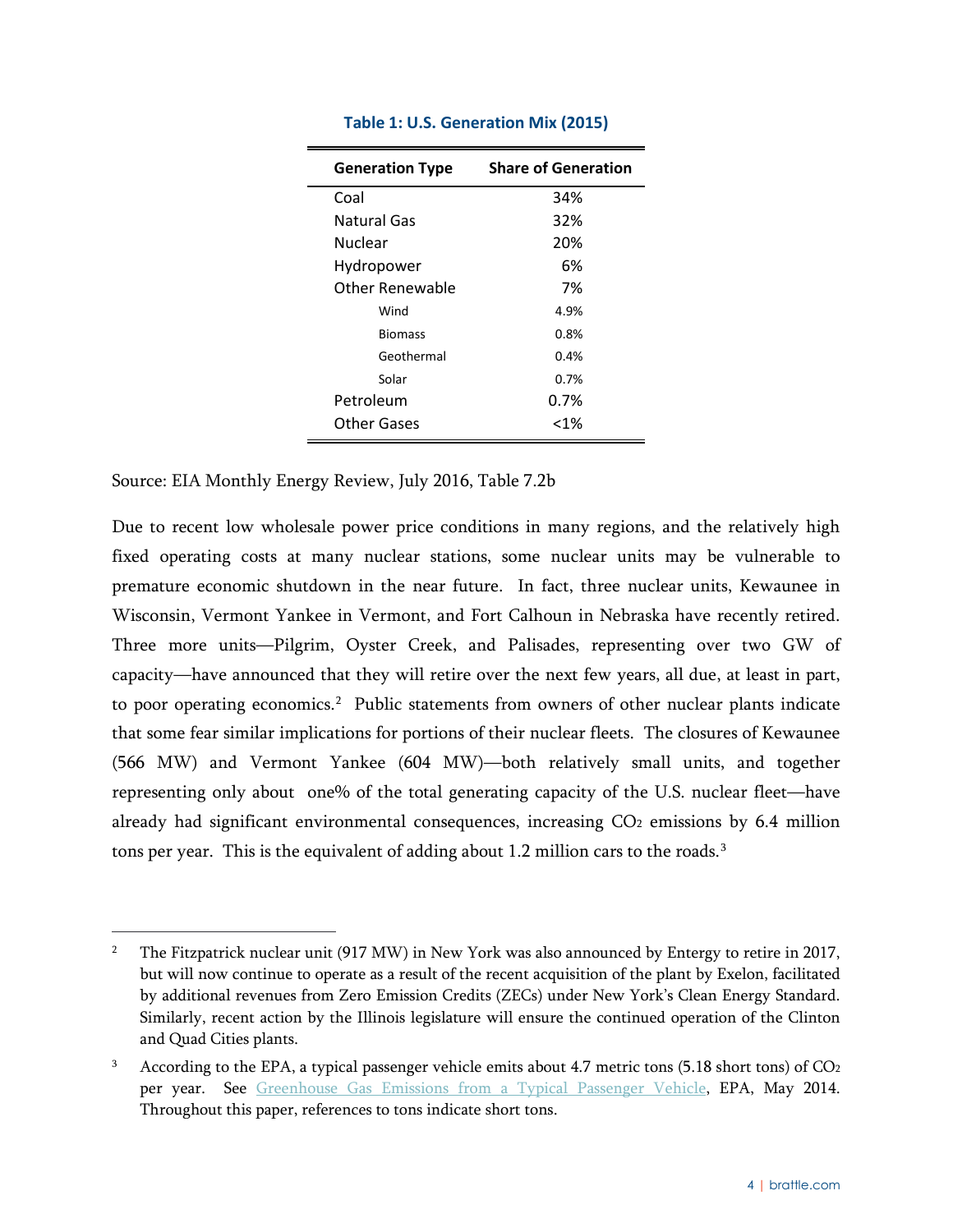**Table 1: U.S. Generation Mix (2015)**

| Generation Type | Share of Generation |
| --- | --- |
| Coal | 34% |
| Natural Gas | 32% |
| Nuclear | 20% |
| Hydropower | 6% |
| Other Renewable | 7% |
| Wind | 4.9% |
| Biomass | 0.8% |
| Geothermal | 0.4% |
| Solar | 0.7% |
| Petroleum | 0.7% |
| Other Gases | <1% |

Source: EIA Monthly Energy Review, July 2016, Table 7.2b

Due to recent low wholesale power price conditions in many regions, and the relatively high fixed operating costs at many nuclear stations, some nuclear units may be vulnerable to premature economic shutdown in the near future. In fact, three nuclear units, Kewaunee in Wisconsin, Vermont Yankee in Vermont, and Fort Calhoun in Nebraska have recently retired. Three more units—Pilgrim, Oyster Creek, and Palisades, representing over two GW of capacity—have announced that they will retire over the next few years, all due, at least in part, to poor operating economics.[2] Public statements from owners of other nuclear plants indicate that some fear similar implications for portions of their nuclear fleets. The closures of Kewaunee (566 MW) and Vermont Yankee (604 MW)—both relatively small units, and together representing only about one% of the total generating capacity of the U.S. nuclear fleet—have already had significant environmental consequences, increasing $CO_2$ emissions by 6.4 million tons per year. This is the equivalent of adding about 1.2 million cars to the roads.[3]

---

[2] The Fitzpatrick nuclear unit (917 MW) in New York was also announced by Entergy to retire in 2017, but will now continue to operate as a result of the recent acquisition of the plant by Exelon, facilitated by additional revenues from Zero Emission Credits (ZECs) under New York's Clean Energy Standard. Similarly, recent action by the Illinois legislature will ensure the continued operation of the Clinton and Quad Cities plants.

[3] According to the EPA, a typical passenger vehicle emits about 4.7 metric tons (5.18 short tons) of $CO_2$ per year. See Greenhouse Gas Emissions from a Typical Passenger Vehicle, EPA, May 2014. Throughout this paper, references to tons indicate short tons.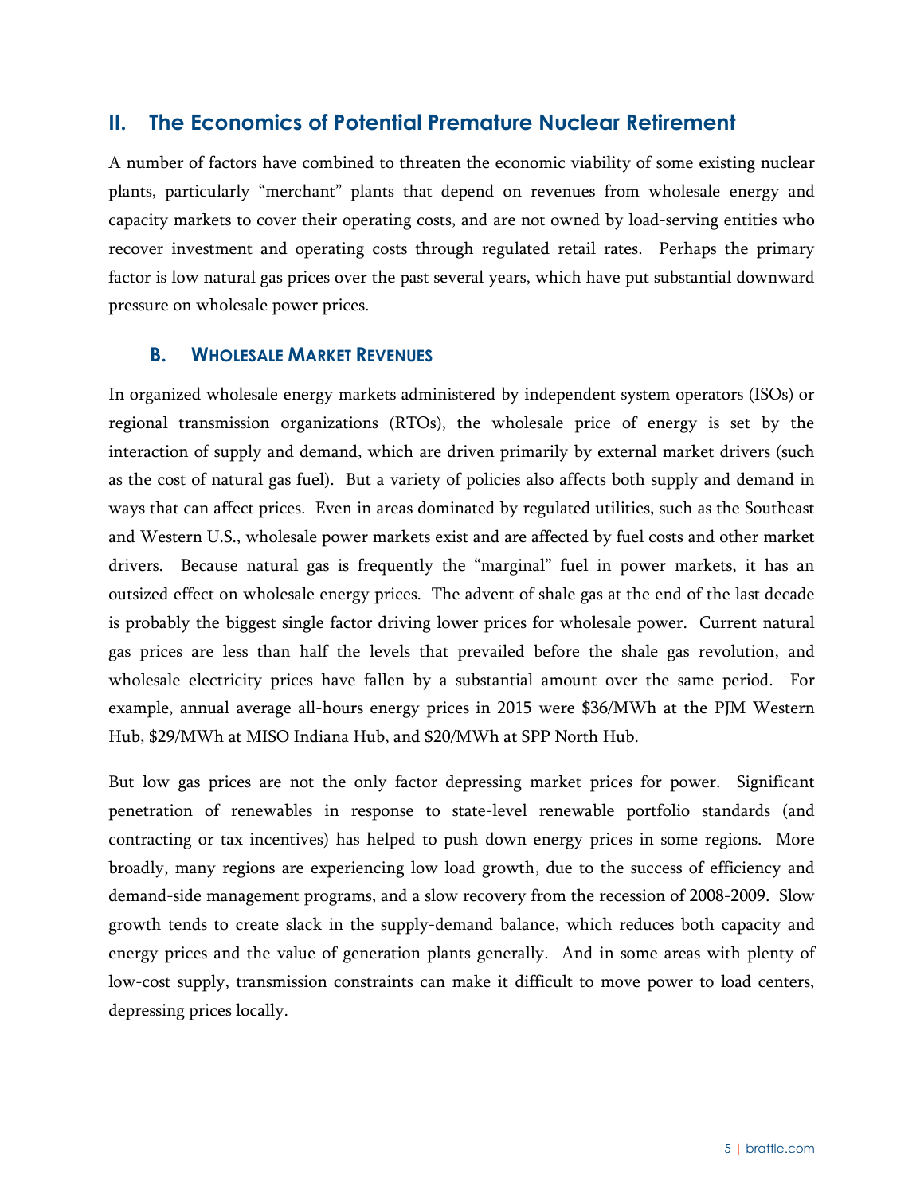## II. The Economics of Potential Premature Nuclear Retirement

A number of factors have combined to threaten the economic viability of some existing nuclear plants, particularly "merchant" plants that depend on revenues from wholesale energy and capacity markets to cover their operating costs, and are not owned by load-serving entities who recover investment and operating costs through regulated retail rates. Perhaps the primary factor is low natural gas prices over the past several years, which have put substantial downward pressure on wholesale power prices.

### B. Wholesale Market Revenues

In organized wholesale energy markets administered by independent system operators (ISOs) or regional transmission organizations (RTOs), the wholesale price of energy is set by the interaction of supply and demand, which are driven primarily by external market drivers (such as the cost of natural gas fuel). But a variety of policies also affects both supply and demand in ways that can affect prices. Even in areas dominated by regulated utilities, such as the Southeast and Western U.S., wholesale power markets exist and are affected by fuel costs and other market drivers. Because natural gas is frequently the "marginal" fuel in power markets, it has an outsized effect on wholesale energy prices. The advent of shale gas at the end of the last decade is probably the biggest single factor driving lower prices for wholesale power. Current natural gas prices are less than half the levels that prevailed before the shale gas revolution, and wholesale electricity prices have fallen by a substantial amount over the same period. For example, annual average all-hours energy prices in 2015 were $36/MWh at the PJM Western Hub, $29/MWh at MISO Indiana Hub, and $20/MWh at SPP North Hub.

But low gas prices are not the only factor depressing market prices for power. Significant penetration of renewables in response to state-level renewable portfolio standards (and contracting or tax incentives) has helped to push down energy prices in some regions. More broadly, many regions are experiencing low load growth, due to the success of efficiency and demand-side management programs, and a slow recovery from the recession of 2008-2009. Slow growth tends to create slack in the supply-demand balance, which reduces both capacity and energy prices and the value of generation plants generally. And in some areas with plenty of low-cost supply, transmission constraints can make it difficult to move power to load centers, depressing prices locally.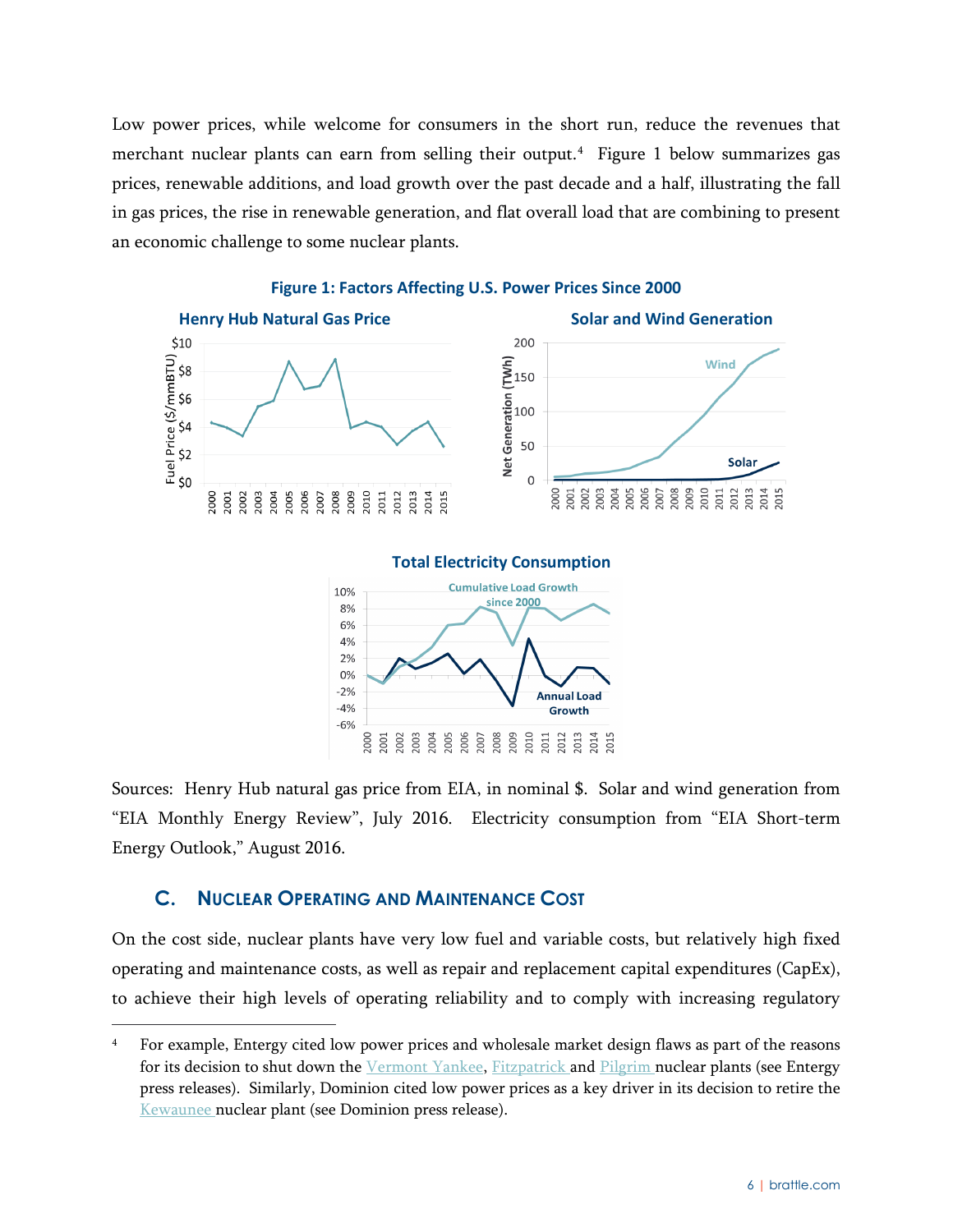Low power prices, while welcome for consumers in the short run, reduce the revenues that merchant nuclear plants can earn from selling their output.[4] Figure 1 below summarizes gas prices, renewable additions, and load growth over the past decade and a half, illustrating the fall in gas prices, the rise in renewable generation, and flat overall load that are combining to present an economic challenge to some nuclear plants.

**Figure 1: Factors Affecting U.S. Power Prices Since 2000**

Sources: Henry Hub natural gas price from EIA, in nominal $. Solar and wind generation from "EIA Monthly Energy Review", July 2016. Electricity consumption from "EIA Short-term Energy Outlook," August 2016.

## C. Nuclear Operating and Maintenance Cost

On the cost side, nuclear plants have very low fuel and variable costs, but relatively high fixed operating and maintenance costs, as well as repair and replacement capital expenditures (CapEx), to achieve their high levels of operating reliability and to comply with increasing regulatory

---

[4] For example, Entergy cited low power prices and wholesale market design flaws as part of the reasons for its decision to shut down the Vermont Yankee, Fitzpatrick and Pilgrim nuclear plants (see Entergy press releases). Similarly, Dominion cited low power prices as a key driver in its decision to retire the Kewaunee nuclear plant (see Dominion press release).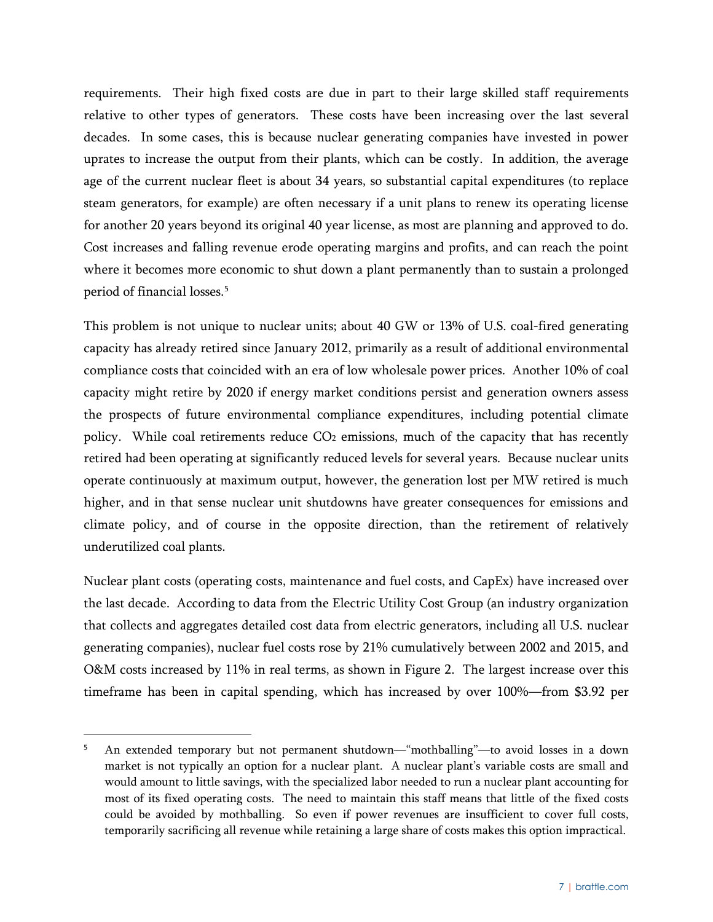requirements. Their high fixed costs are due in part to their large skilled staff requirements relative to other types of generators. These costs have been increasing over the last several decades. In some cases, this is because nuclear generating companies have invested in power uprates to increase the output from their plants, which can be costly. In addition, the average age of the current nuclear fleet is about 34 years, so substantial capital expenditures (to replace steam generators, for example) are often necessary if a unit plans to renew its operating license for another 20 years beyond its original 40 year license, as most are planning and approved to do. Cost increases and falling revenue erode operating margins and profits, and can reach the point where it becomes more economic to shut down a plant permanently than to sustain a prolonged period of financial losses.[5]

This problem is not unique to nuclear units; about 40 GW or 13% of U.S. coal-fired generating capacity has already retired since January 2012, primarily as a result of additional environmental compliance costs that coincided with an era of low wholesale power prices. Another 10% of coal capacity might retire by 2020 if energy market conditions persist and generation owners assess the prospects of future environmental compliance expenditures, including potential climate policy. While coal retirements reduce $CO_2$ emissions, much of the capacity that has recently retired had been operating at significantly reduced levels for several years. Because nuclear units operate continuously at maximum output, however, the generation lost per MW retired is much higher, and in that sense nuclear unit shutdowns have greater consequences for emissions and climate policy, and of course in the opposite direction, than the retirement of relatively underutilized coal plants.

Nuclear plant costs (operating costs, maintenance and fuel costs, and CapEx) have increased over the last decade. According to data from the Electric Utility Cost Group (an industry organization that collects and aggregates detailed cost data from electric generators, including all U.S. nuclear generating companies), nuclear fuel costs rose by 21% cumulatively between 2002 and 2015, and O&M costs increased by 11% in real terms, as shown in Figure 2. The largest increase over this timeframe has been in capital spending, which has increased by over 100%—from $3.92 per

---

[5] An extended temporary but not permanent shutdown—"mothballing"—to avoid losses in a down market is not typically an option for a nuclear plant. A nuclear plant's variable costs are small and would amount to little savings, with the specialized labor needed to run a nuclear plant accounting for most of its fixed operating costs. The need to maintain this staff means that little of the fixed costs could be avoided by mothballing. So even if power revenues are insufficient to cover full costs, temporarily sacrificing all revenue while retaining a large share of costs makes this option impractical.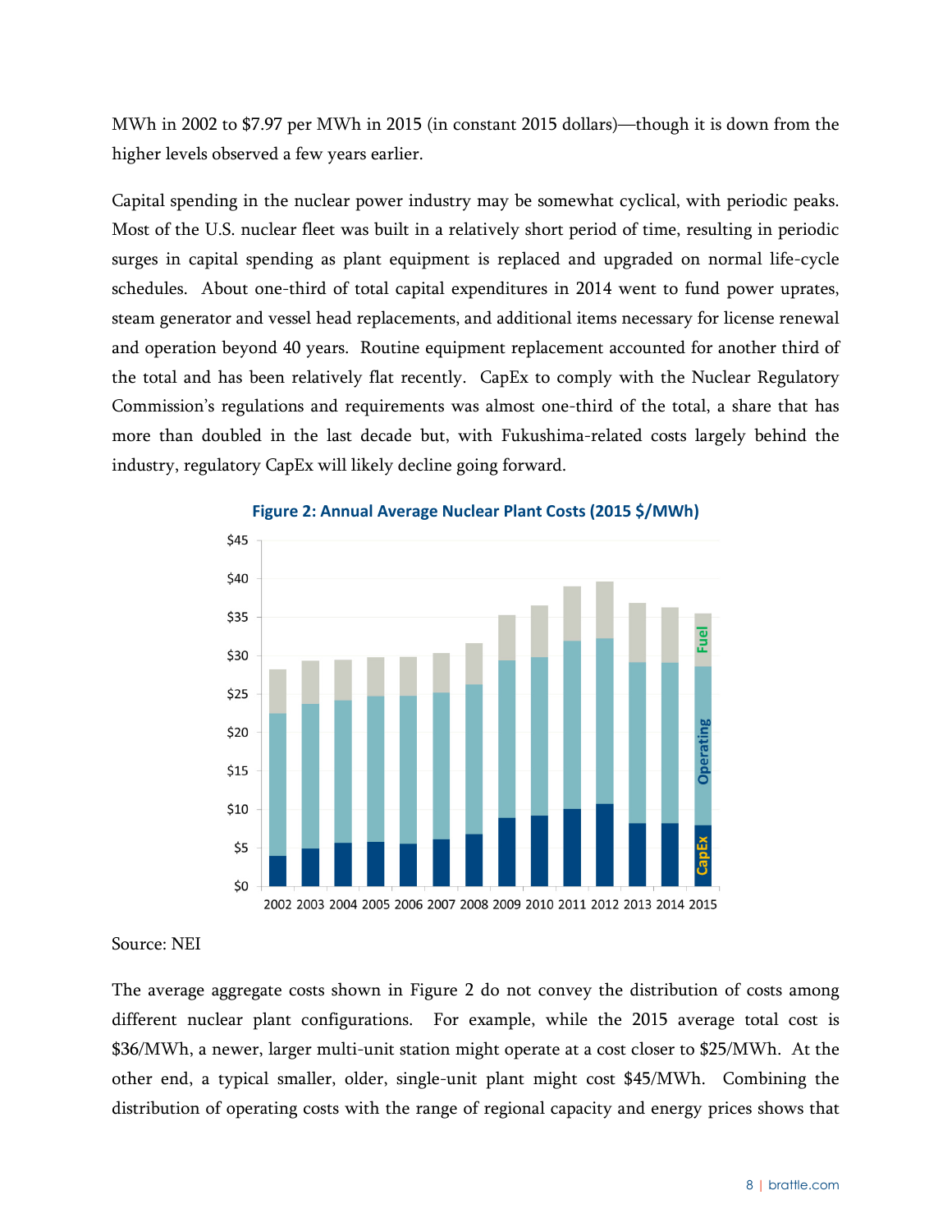MWh in 2002 to $7.97 per MWh in 2015 (in constant 2015 dollars)—though it is down from the higher levels observed a few years earlier.

Capital spending in the nuclear power industry may be somewhat cyclical, with periodic peaks. Most of the U.S. nuclear fleet was built in a relatively short period of time, resulting in periodic surges in capital spending as plant equipment is replaced and upgraded on normal life-cycle schedules. About one-third of total capital expenditures in 2014 went to fund power uprates, steam generator and vessel head replacements, and additional items necessary for license renewal and operation beyond 40 years. Routine equipment replacement accounted for another third of the total and has been relatively flat recently. CapEx to comply with the Nuclear Regulatory Commission's regulations and requirements was almost one-third of the total, a share that has more than doubled in the last decade but, with Fukushima-related costs largely behind the industry, regulatory CapEx will likely decline going forward.

**Figure 2: Annual Average Nuclear Plant Costs (2015 $/MWh)**

Source: NEI

The average aggregate costs shown in Figure 2 do not convey the distribution of costs among different nuclear plant configurations. For example, while the 2015 average total cost is $36/MWh, a newer, larger multi-unit station might operate at a cost closer to $25/MWh. At the other end, a typical smaller, older, single-unit plant might cost $45/MWh. Combining the distribution of operating costs with the range of regional capacity and energy prices shows that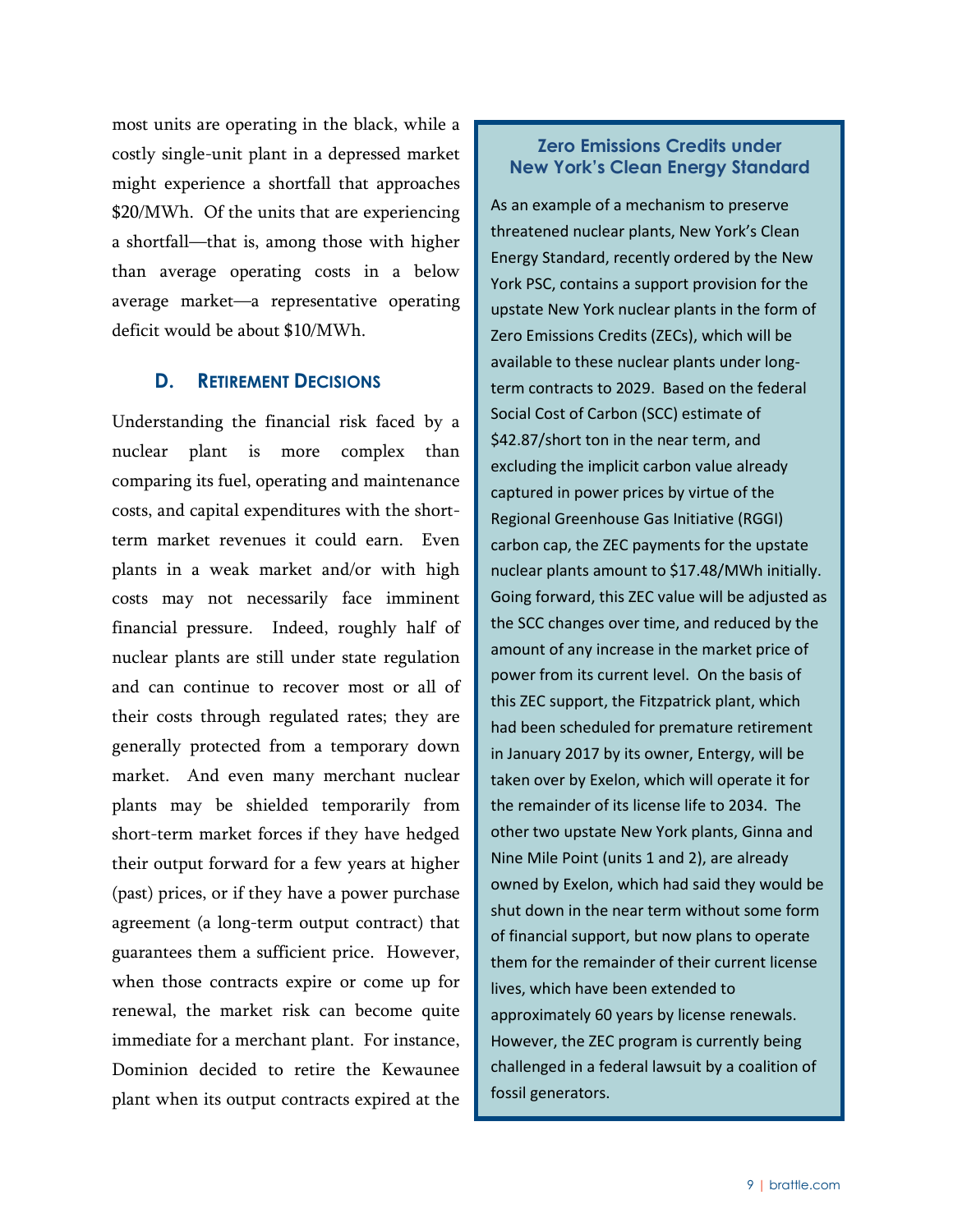most units are operating in the black, while a costly single-unit plant in a depressed market might experience a shortfall that approaches $20/MWh. Of the units that are experiencing a shortfall—that is, among those with higher than average operating costs in a below average market—a representative operating deficit would be about $10/MWh.

### D. Retirement Decisions

Understanding the financial risk faced by a nuclear plant is more complex than comparing its fuel, operating and maintenance costs, and capital expenditures with the short-term market revenues it could earn. Even plants in a weak market and/or with high costs may not necessarily face imminent financial pressure. Indeed, roughly half of nuclear plants are still under state regulation and can continue to recover most or all of their costs through regulated rates; they are generally protected from a temporary down market. And even many merchant nuclear plants may be shielded temporarily from short-term market forces if they have hedged their output forward for a few years at higher (past) prices, or if they have a power purchase agreement (a long-term output contract) that guarantees them a sufficient price. However, when those contracts expire or come up for renewal, the market risk can become quite immediate for a merchant plant. For instance, Dominion decided to retire the Kewaunee plant when its output contracts expired at the

> **Zero Emissions Credits under New York's Clean Energy Standard**
>
> As an example of a mechanism to preserve threatened nuclear plants, New York's Clean Energy Standard, recently ordered by the New York PSC, contains a support provision for the upstate New York nuclear plants in the form of Zero Emissions Credits (ZECs), which will be available to these nuclear plants under long-term contracts to 2029. Based on the federal Social Cost of Carbon (SCC) estimate of $42.87/short ton in the near term, and excluding the implicit carbon value already captured in power prices by virtue of the Regional Greenhouse Gas Initiative (RGGI) carbon cap, the ZEC payments for the upstate nuclear plants amount to $17.48/MWh initially. Going forward, this ZEC value will be adjusted as the SCC changes over time, and reduced by the amount of any increase in the market price of power from its current level. On the basis of this ZEC support, the Fitzpatrick plant, which had been scheduled for premature retirement in January 2017 by its owner, Entergy, will be taken over by Exelon, which will operate it for the remainder of its license life to 2034. The other two upstate New York plants, Ginna and Nine Mile Point (units 1 and 2), are already owned by Exelon, which had said they would be shut down in the near term without some form of financial support, but now plans to operate them for the remainder of their current license lives, which have been extended to approximately 60 years by license renewals. However, the ZEC program is currently being challenged in a federal lawsuit by a coalition of fossil generators.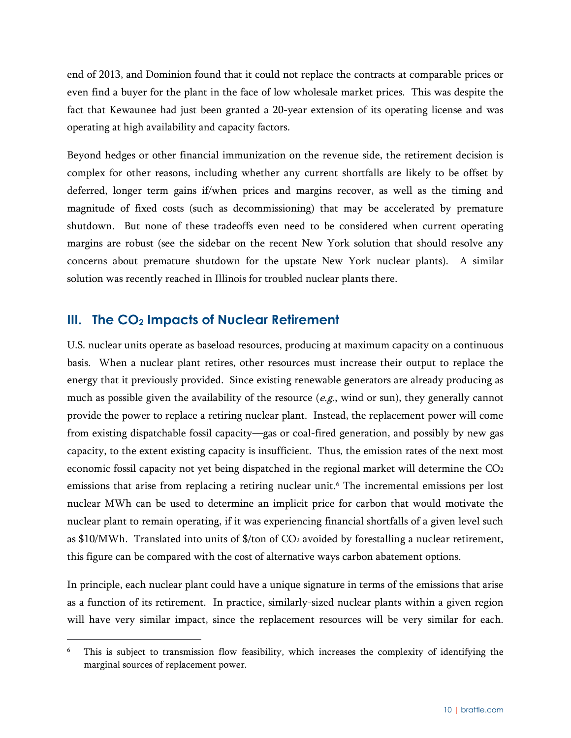end of 2013, and Dominion found that it could not replace the contracts at comparable prices or even find a buyer for the plant in the face of low wholesale market prices. This was despite the fact that Kewaunee had just been granted a 20-year extension of its operating license and was operating at high availability and capacity factors.

Beyond hedges or other financial immunization on the revenue side, the retirement decision is complex for other reasons, including whether any current shortfalls are likely to be offset by deferred, longer term gains if/when prices and margins recover, as well as the timing and magnitude of fixed costs (such as decommissioning) that may be accelerated by premature shutdown. But none of these tradeoffs even need to be considered when current operating margins are robust (see the sidebar on the recent New York solution that should resolve any concerns about premature shutdown for the upstate New York nuclear plants). A similar solution was recently reached in Illinois for troubled nuclear plants there.

## III. The $CO_2$ Impacts of Nuclear Retirement

U.S. nuclear units operate as baseload resources, producing at maximum capacity on a continuous basis. When a nuclear plant retires, other resources must increase their output to replace the energy that it previously provided. Since existing renewable generators are already producing as much as possible given the availability of the resource (*e.g.*, wind or sun), they generally cannot provide the power to replace a retiring nuclear plant. Instead, the replacement power will come from existing dispatchable fossil capacity—gas or coal-fired generation, and possibly by new gas capacity, to the extent existing capacity is insufficient. Thus, the emission rates of the next most economic fossil capacity not yet being dispatched in the regional market will determine the $CO_2$ emissions that arise from replacing a retiring nuclear unit.[6] The incremental emissions per lost nuclear MWh can be used to determine an implicit price for carbon that would motivate the nuclear plant to remain operating, if it was experiencing financial shortfalls of a given level such as $10/MWh. Translated into units of $/ton of $CO_2$ avoided by forestalling a nuclear retirement, this figure can be compared with the cost of alternative ways carbon abatement options.

In principle, each nuclear plant could have a unique signature in terms of the emissions that arise as a function of its retirement. In practice, similarly-sized nuclear plants within a given region will have very similar impact, since the replacement resources will be very similar for each.

---

[6] This is subject to transmission flow feasibility, which increases the complexity of identifying the marginal sources of replacement power.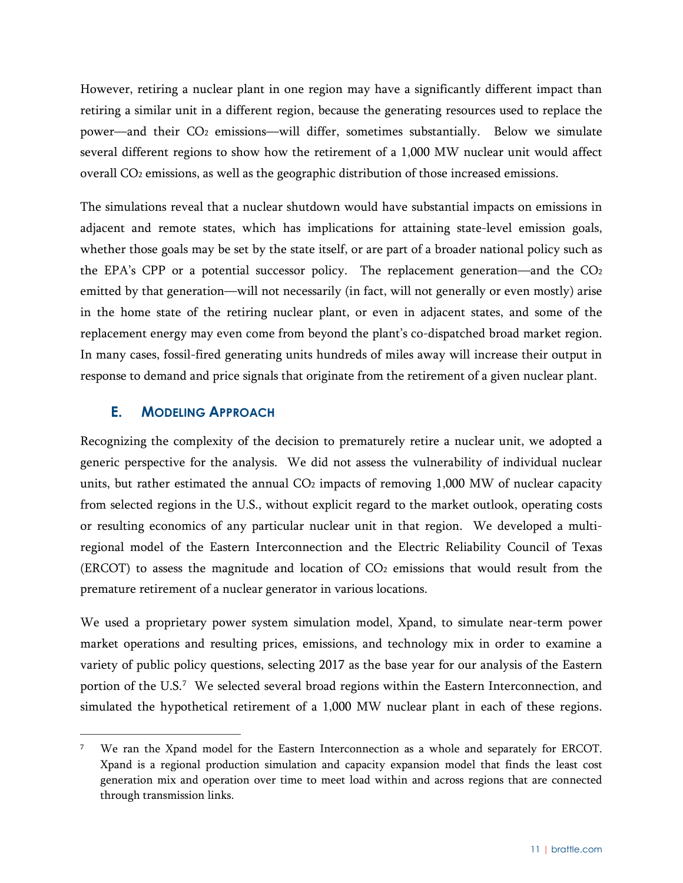However, retiring a nuclear plant in one region may have a significantly different impact than retiring a similar unit in a different region, because the generating resources used to replace the power—and their $CO_2$ emissions—will differ, sometimes substantially. Below we simulate several different regions to show how the retirement of a 1,000 MW nuclear unit would affect overall $CO_2$ emissions, as well as the geographic distribution of those increased emissions.

The simulations reveal that a nuclear shutdown would have substantial impacts on emissions in adjacent and remote states, which has implications for attaining state-level emission goals, whether those goals may be set by the state itself, or are part of a broader national policy such as the EPA's CPP or a potential successor policy. The replacement generation—and the $CO_2$ emitted by that generation—will not necessarily (in fact, will not generally or even mostly) arise in the home state of the retiring nuclear plant, or even in adjacent states, and some of the replacement energy may even come from beyond the plant's co-dispatched broad market region. In many cases, fossil-fired generating units hundreds of miles away will increase their output in response to demand and price signals that originate from the retirement of a given nuclear plant.

## E. Modeling Approach

Recognizing the complexity of the decision to prematurely retire a nuclear unit, we adopted a generic perspective for the analysis. We did not assess the vulnerability of individual nuclear units, but rather estimated the annual $CO_2$ impacts of removing 1,000 MW of nuclear capacity from selected regions in the U.S., without explicit regard to the market outlook, operating costs or resulting economics of any particular nuclear unit in that region. We developed a multi-regional model of the Eastern Interconnection and the Electric Reliability Council of Texas (ERCOT) to assess the magnitude and location of $CO_2$ emissions that would result from the premature retirement of a nuclear generator in various locations.

We used a proprietary power system simulation model, Xpand, to simulate near-term power market operations and resulting prices, emissions, and technology mix in order to examine a variety of public policy questions, selecting 2017 as the base year for our analysis of the Eastern portion of the U.S.[7] We selected several broad regions within the Eastern Interconnection, and simulated the hypothetical retirement of a 1,000 MW nuclear plant in each of these regions.

[7] We ran the Xpand model for the Eastern Interconnection as a whole and separately for ERCOT. Xpand is a regional production simulation and capacity expansion model that finds the least cost generation mix and operation over time to meet load within and across regions that are connected through transmission links.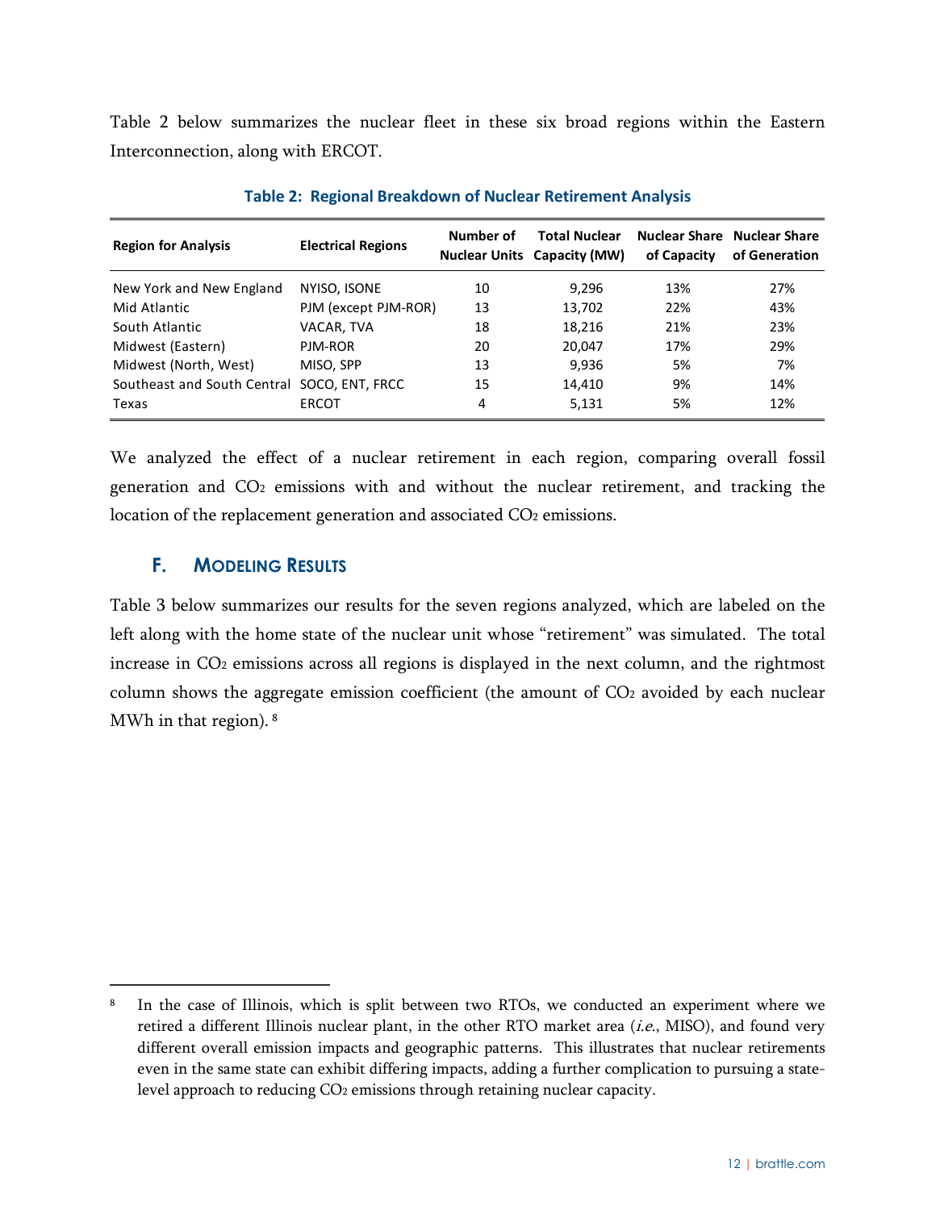Table 2 below summarizes the nuclear fleet in these six broad regions within the Eastern Interconnection, along with ERCOT.

**Table 2: Regional Breakdown of Nuclear Retirement Analysis**

| Region for Analysis | Electrical Regions | Number of Nuclear Units | Total Nuclear Capacity (MW) | Nuclear Share of Capacity | Nuclear Share of Generation |
|---|---|---|---|---|---|
| New York and New England | NYISO, ISONE | 10 | 9,296 | 13% | 27% |
| Mid Atlantic | PJM (except PJM-ROR) | 13 | 13,702 | 22% | 43% |
| South Atlantic | VACAR, TVA | 18 | 18,216 | 21% | 23% |
| Midwest (Eastern) | PJM-ROR | 20 | 20,047 | 17% | 29% |
| Midwest (North, West) | MISO, SPP | 13 | 9,936 | 5% | 7% |
| Southeast and South Central | SOCO, ENT, FRCC | 15 | 14,410 | 9% | 14% |
| Texas | ERCOT | 4 | 5,131 | 5% | 12% |

We analyzed the effect of a nuclear retirement in each region, comparing overall fossil generation and $CO_2$ emissions with and without the nuclear retirement, and tracking the location of the replacement generation and associated $CO_2$ emissions.

## F. Modeling Results

Table 3 below summarizes our results for the seven regions analyzed, which are labeled on the left along with the home state of the nuclear unit whose "retirement" was simulated. The total increase in $CO_2$ emissions across all regions is displayed in the next column, and the rightmost column shows the aggregate emission coefficient (the amount of $CO_2$ avoided by each nuclear MWh in that region).[8]

---

[8] In the case of Illinois, which is split between two RTOs, we conducted an experiment where we retired a different Illinois nuclear plant, in the other RTO market area (*i.e.*, MISO), and found very different overall emission impacts and geographic patterns. This illustrates that nuclear retirements even in the same state can exhibit differing impacts, adding a further complication to pursuing a state-level approach to reducing $CO_2$ emissions through retaining nuclear capacity.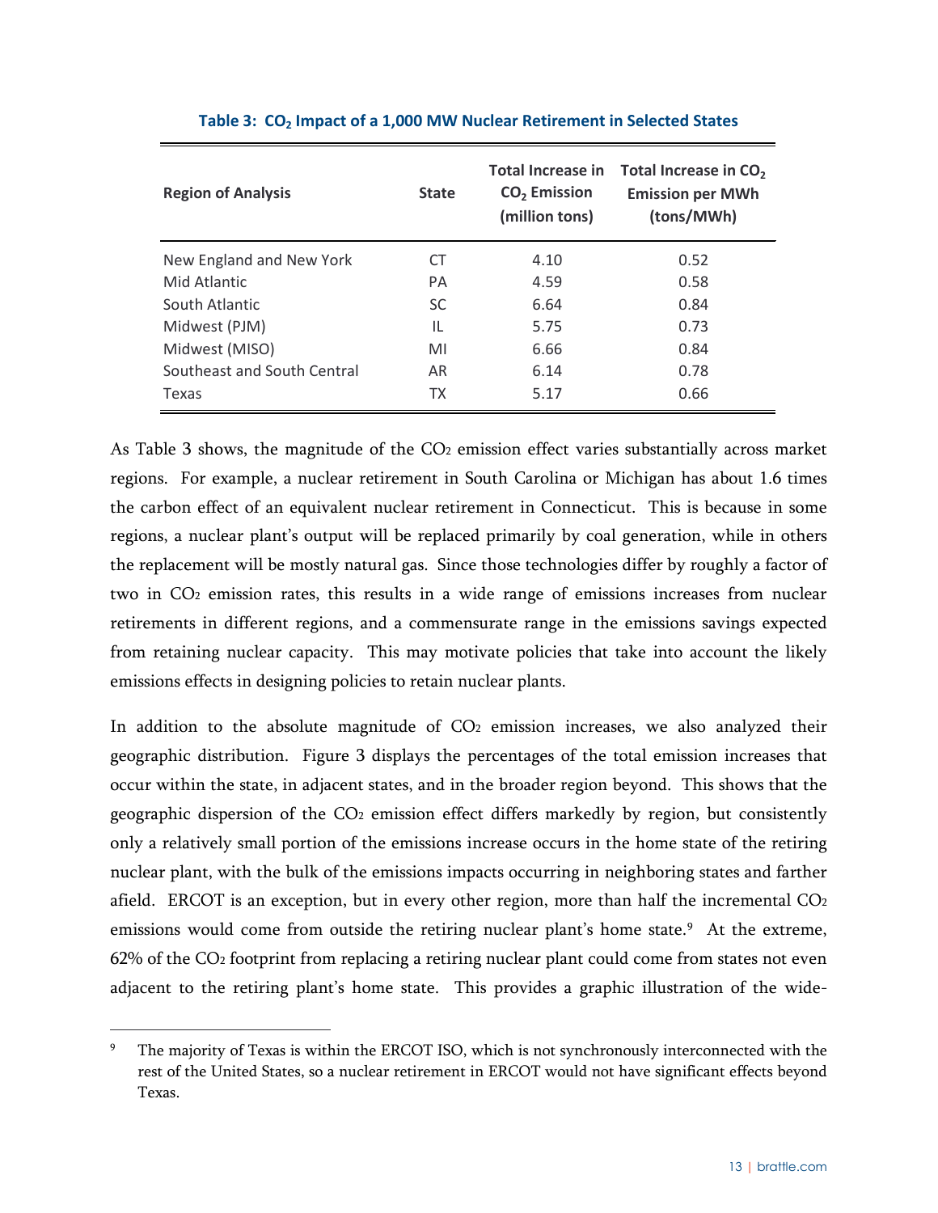**Table 3: $CO_2$ Impact of a 1,000 MW Nuclear Retirement in Selected States**

| Region of Analysis | State | Total Increase in $CO_2$ Emission (million tons) | Total Increase in $CO_2$ Emission per MWh (tons/MWh) |
|---|---|---|---|
| New England and New York | CT | 4.10 | 0.52 |
| Mid Atlantic | PA | 4.59 | 0.58 |
| South Atlantic | SC | 6.64 | 0.84 |
| Midwest (PJM) | IL | 5.75 | 0.73 |
| Midwest (MISO) | MI | 6.66 | 0.84 |
| Southeast and South Central | AR | 6.14 | 0.78 |
| Texas | TX | 5.17 | 0.66 |

As Table 3 shows, the magnitude of the $CO_2$ emission effect varies substantially across market regions. For example, a nuclear retirement in South Carolina or Michigan has about 1.6 times the carbon effect of an equivalent nuclear retirement in Connecticut. This is because in some regions, a nuclear plant's output will be replaced primarily by coal generation, while in others the replacement will be mostly natural gas. Since those technologies differ by roughly a factor of two in $CO_2$ emission rates, this results in a wide range of emissions increases from nuclear retirements in different regions, and a commensurate range in the emissions savings expected from retaining nuclear capacity. This may motivate policies that take into account the likely emissions effects in designing policies to retain nuclear plants.

In addition to the absolute magnitude of $CO_2$ emission increases, we also analyzed their geographic distribution. Figure 3 displays the percentages of the total emission increases that occur within the state, in adjacent states, and in the broader region beyond. This shows that the geographic dispersion of the $CO_2$ emission effect differs markedly by region, but consistently only a relatively small portion of the emissions increase occurs in the home state of the retiring nuclear plant, with the bulk of the emissions impacts occurring in neighboring states and farther afield. ERCOT is an exception, but in every other region, more than half the incremental $CO_2$ emissions would come from outside the retiring nuclear plant's home state.[9] At the extreme, 62% of the $CO_2$ footprint from replacing a retiring nuclear plant could come from states not even adjacent to the retiring plant's home state. This provides a graphic illustration of the wide-

---

[9] The majority of Texas is within the ERCOT ISO, which is not synchronously interconnected with the rest of the United States, so a nuclear retirement in ERCOT would not have significant effects beyond Texas.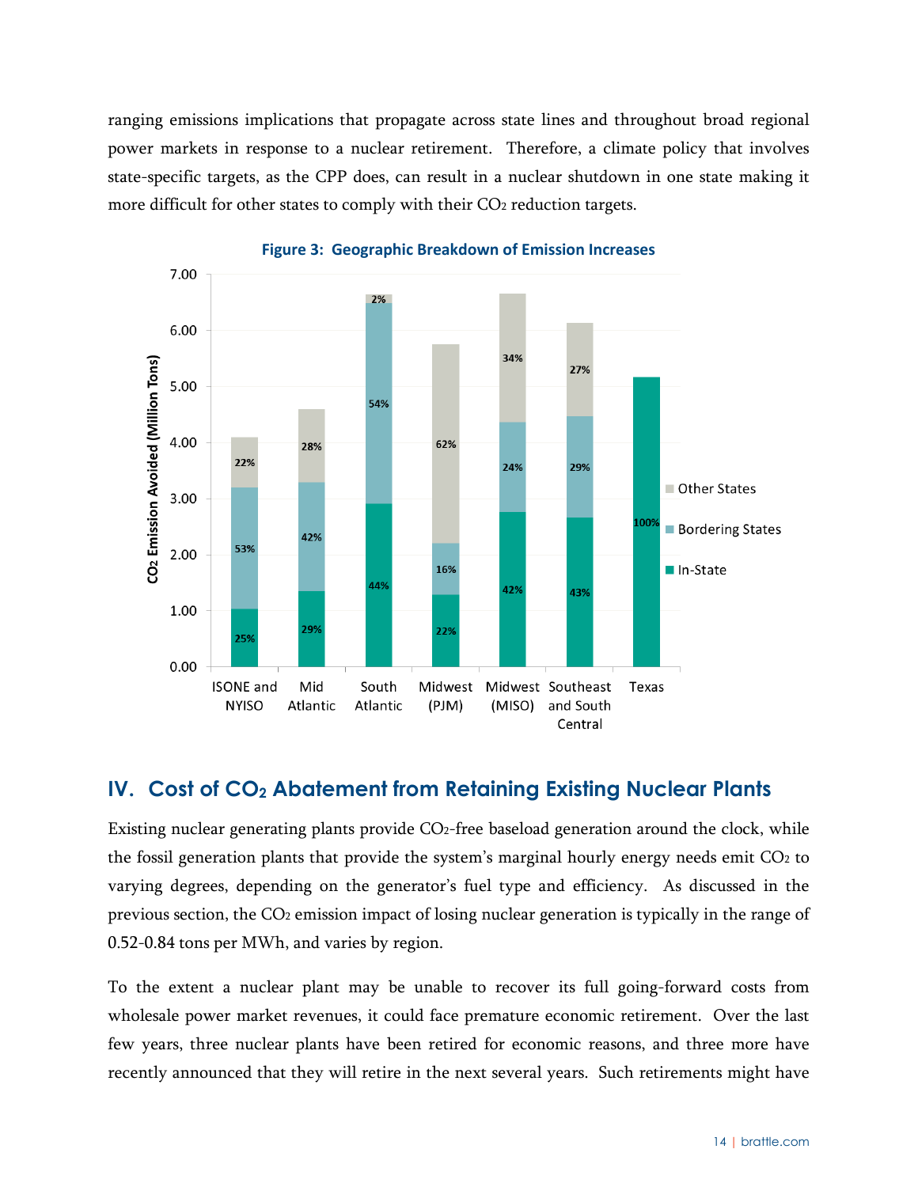ranging emissions implications that propagate across state lines and throughout broad regional power markets in response to a nuclear retirement. Therefore, a climate policy that involves state-specific targets, as the CPP does, can result in a nuclear shutdown in one state making it more difficult for other states to comply with their $CO_2$ reduction targets.

**Figure 3: Geographic Breakdown of Emission Increases**

| Region | In-State | Bordering States | Other States |
|---|---|---|---|
| ISONE and NYISO | 25% | 53% | 22% |
| Mid Atlantic | 29% | 42% | 28% |
| South Atlantic | 44% | 54% | 2% |
| Midwest (PJM) | 22% | 16% | 62% |
| Midwest (MISO) | 42% | 24% | 34% |
| Southeast and South Central | 43% | 29% | 27% |
| Texas | 100% | | |

## IV. Cost of $CO_2$ Abatement from Retaining Existing Nuclear Plants

Existing nuclear generating plants provide $CO_2$-free baseload generation around the clock, while the fossil generation plants that provide the system's marginal hourly energy needs emit $CO_2$ to varying degrees, depending on the generator's fuel type and efficiency. As discussed in the previous section, the $CO_2$ emission impact of losing nuclear generation is typically in the range of 0.52-0.84 tons per MWh, and varies by region.

To the extent a nuclear plant may be unable to recover its full going-forward costs from wholesale power market revenues, it could face premature economic retirement. Over the last few years, three nuclear plants have been retired for economic reasons, and three more have recently announced that they will retire in the next several years. Such retirements might have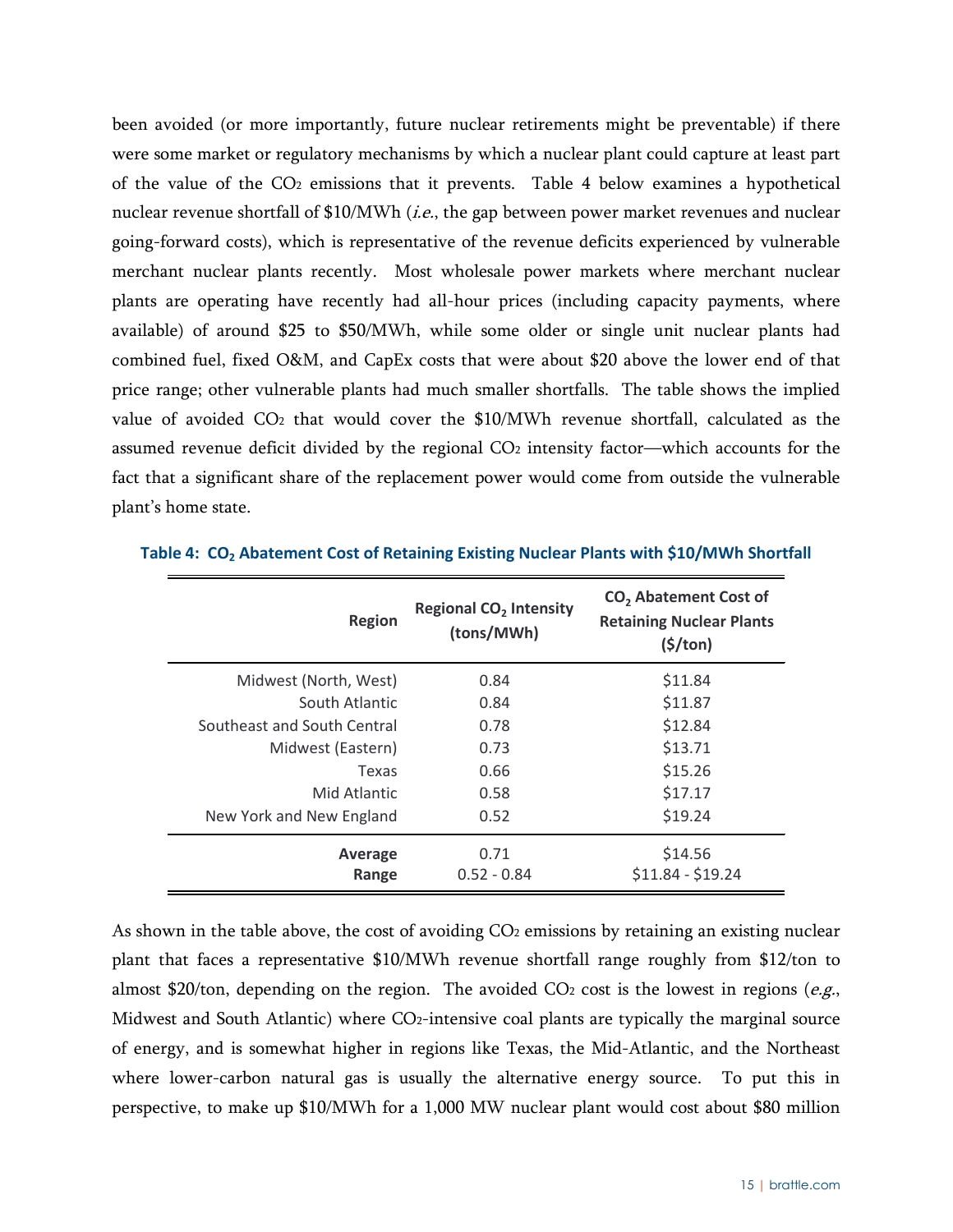been avoided (or more importantly, future nuclear retirements might be preventable) if there were some market or regulatory mechanisms by which a nuclear plant could capture at least part of the value of the $CO_2$ emissions that it prevents. Table 4 below examines a hypothetical nuclear revenue shortfall of \$10/MWh (*i.e.*, the gap between power market revenues and nuclear going-forward costs), which is representative of the revenue deficits experienced by vulnerable merchant nuclear plants recently. Most wholesale power markets where merchant nuclear plants are operating have recently had all-hour prices (including capacity payments, where available) of around \$25 to \$50/MWh, while some older or single unit nuclear plants had combined fuel, fixed O&M, and CapEx costs that were about \$20 above the lower end of that price range; other vulnerable plants had much smaller shortfalls. The table shows the implied value of avoided $CO_2$ that would cover the \$10/MWh revenue shortfall, calculated as the assumed revenue deficit divided by the regional $CO_2$ intensity factor—which accounts for the fact that a significant share of the replacement power would come from outside the vulnerable plant's home state.

**Table 4: $CO_2$ Abatement Cost of Retaining Existing Nuclear Plants with \$10/MWh Shortfall**

| Region | Regional $CO_2$ Intensity (tons/MWh) | $CO_2$ Abatement Cost of Retaining Nuclear Plants (\$/ton) |
|---|---|---|
| Midwest (North, West) | 0.84 | \$11.84 |
| South Atlantic | 0.84 | \$11.87 |
| Southeast and South Central | 0.78 | \$12.84 |
| Midwest (Eastern) | 0.73 | \$13.71 |
| Texas | 0.66 | \$15.26 |
| Mid Atlantic | 0.58 | \$17.17 |
| New York and New England | 0.52 | \$19.24 |
| **Average** | 0.71 | \$14.56 |
| **Range** | 0.52 - 0.84 | \$11.84 - \$19.24 |

As shown in the table above, the cost of avoiding $CO_2$ emissions by retaining an existing nuclear plant that faces a representative \$10/MWh revenue shortfall range roughly from \$12/ton to almost \$20/ton, depending on the region. The avoided $CO_2$ cost is the lowest in regions (*e.g.*, Midwest and South Atlantic) where $CO_2$-intensive coal plants are typically the marginal source of energy, and is somewhat higher in regions like Texas, the Mid-Atlantic, and the Northeast where lower-carbon natural gas is usually the alternative energy source. To put this in perspective, to make up \$10/MWh for a 1,000 MW nuclear plant would cost about \$80 million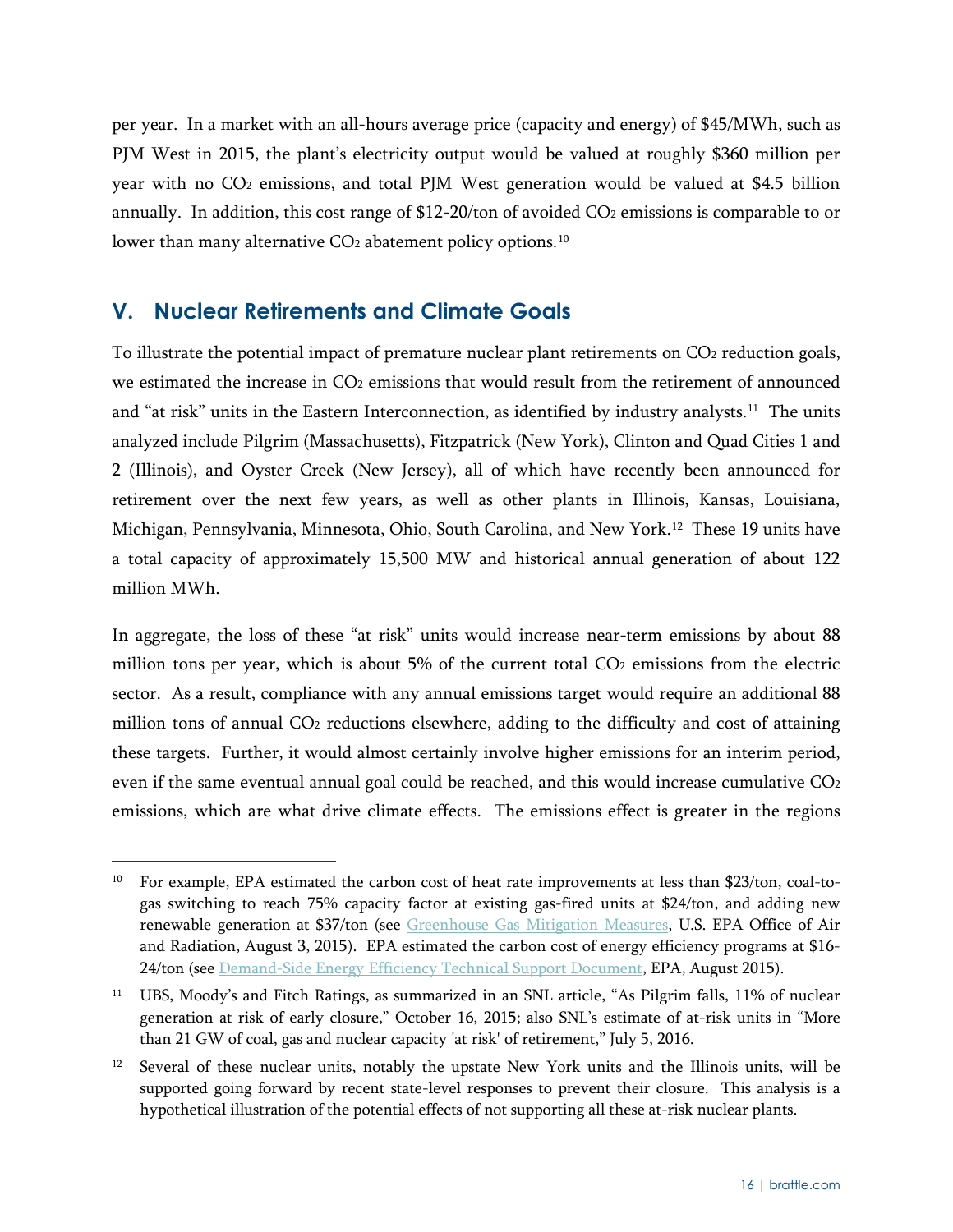per year. In a market with an all-hours average price (capacity and energy) of $45/MWh, such as PJM West in 2015, the plant's electricity output would be valued at roughly $360 million per year with no $CO_2$ emissions, and total PJM West generation would be valued at $4.5 billion annually. In addition, this cost range of $12-20/ton of avoided $CO_2$ emissions is comparable to or lower than many alternative $CO_2$ abatement policy options.[10]

## V. Nuclear Retirements and Climate Goals

To illustrate the potential impact of premature nuclear plant retirements on $CO_2$ reduction goals, we estimated the increase in $CO_2$ emissions that would result from the retirement of announced and "at risk" units in the Eastern Interconnection, as identified by industry analysts.[11] The units analyzed include Pilgrim (Massachusetts), Fitzpatrick (New York), Clinton and Quad Cities 1 and 2 (Illinois), and Oyster Creek (New Jersey), all of which have recently been announced for retirement over the next few years, as well as other plants in Illinois, Kansas, Louisiana, Michigan, Pennsylvania, Minnesota, Ohio, South Carolina, and New York.[12] These 19 units have a total capacity of approximately 15,500 MW and historical annual generation of about 122 million MWh.

In aggregate, the loss of these "at risk" units would increase near-term emissions by about 88 million tons per year, which is about 5% of the current total $CO_2$ emissions from the electric sector. As a result, compliance with any annual emissions target would require an additional 88 million tons of annual $CO_2$ reductions elsewhere, adding to the difficulty and cost of attaining these targets. Further, it would almost certainly involve higher emissions for an interim period, even if the same eventual annual goal could be reached, and this would increase cumulative $CO_2$ emissions, which are what drive climate effects. The emissions effect is greater in the regions

---

[10] For example, EPA estimated the carbon cost of heat rate improvements at less than $23/ton, coal-to-gas switching to reach 75% capacity factor at existing gas-fired units at $24/ton, and adding new renewable generation at $37/ton (see Greenhouse Gas Mitigation Measures, U.S. EPA Office of Air and Radiation, August 3, 2015). EPA estimated the carbon cost of energy efficiency programs at $16-24/ton (see Demand-Side Energy Efficiency Technical Support Document, EPA, August 2015).

[11] UBS, Moody's and Fitch Ratings, as summarized in an SNL article, "As Pilgrim falls, 11% of nuclear generation at risk of early closure," October 16, 2015; also SNL's estimate of at-risk units in "More than 21 GW of coal, gas and nuclear capacity 'at risk' of retirement," July 5, 2016.

[12] Several of these nuclear units, notably the upstate New York units and the Illinois units, will be supported going forward by recent state-level responses to prevent their closure. This analysis is a hypothetical illustration of the potential effects of not supporting all these at-risk nuclear plants.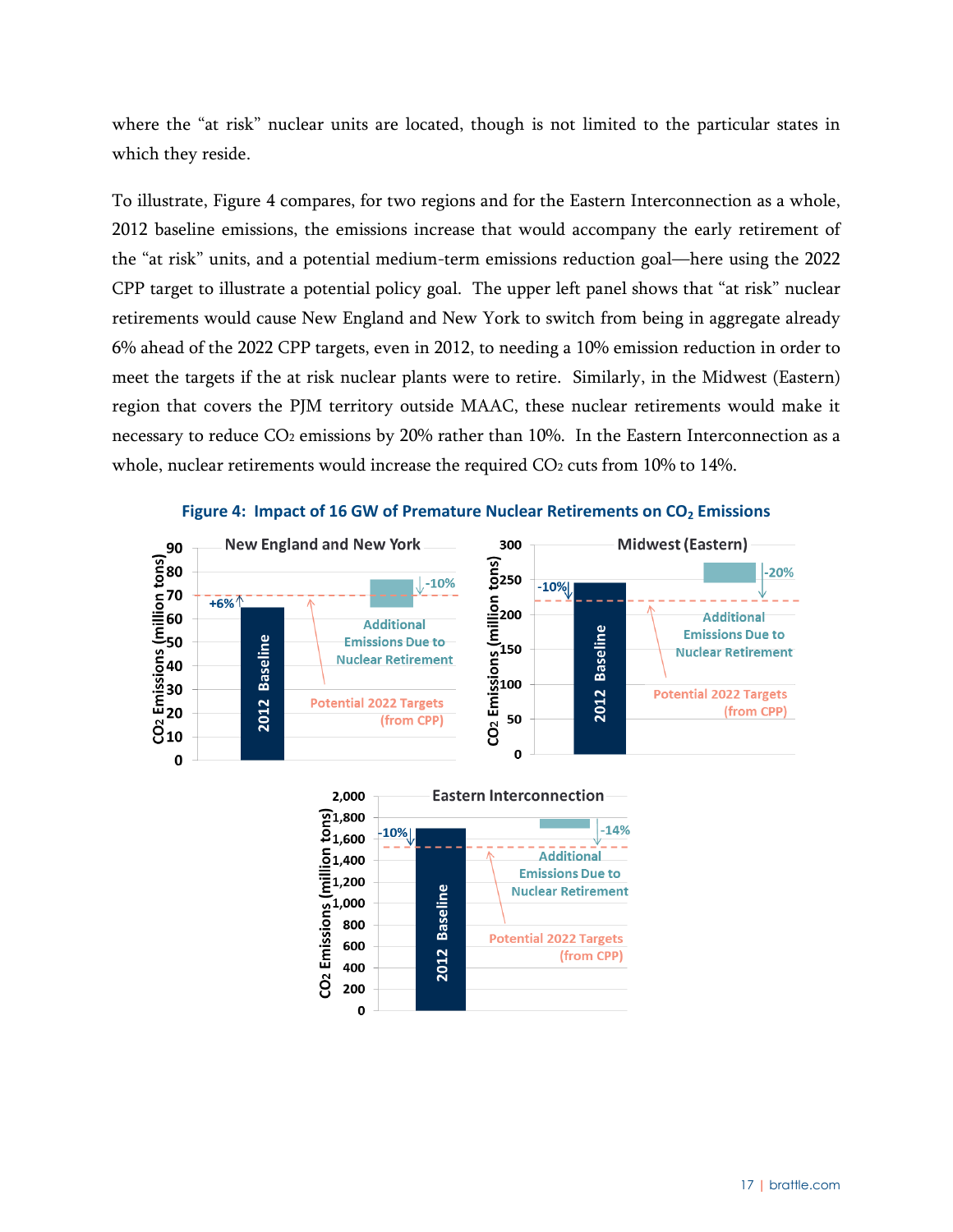where the "at risk" nuclear units are located, though is not limited to the particular states in which they reside.

To illustrate, Figure 4 compares, for two regions and for the Eastern Interconnection as a whole, 2012 baseline emissions, the emissions increase that would accompany the early retirement of the "at risk" units, and a potential medium-term emissions reduction goal—here using the 2022 CPP target to illustrate a potential policy goal. The upper left panel shows that "at risk" nuclear retirements would cause New England and New York to switch from being in aggregate already 6% ahead of the 2022 CPP targets, even in 2012, to needing a 10% emission reduction in order to meet the targets if the at risk nuclear plants were to retire. Similarly, in the Midwest (Eastern) region that covers the PJM territory outside MAAC, these nuclear retirements would make it necessary to reduce $CO_2$ emissions by 20% rather than 10%. In the Eastern Interconnection as a whole, nuclear retirements would increase the required $CO_2$ cuts from 10% to 14%.

**Figure 4: Impact of 16 GW of Premature Nuclear Retirements on $CO_2$ Emissions**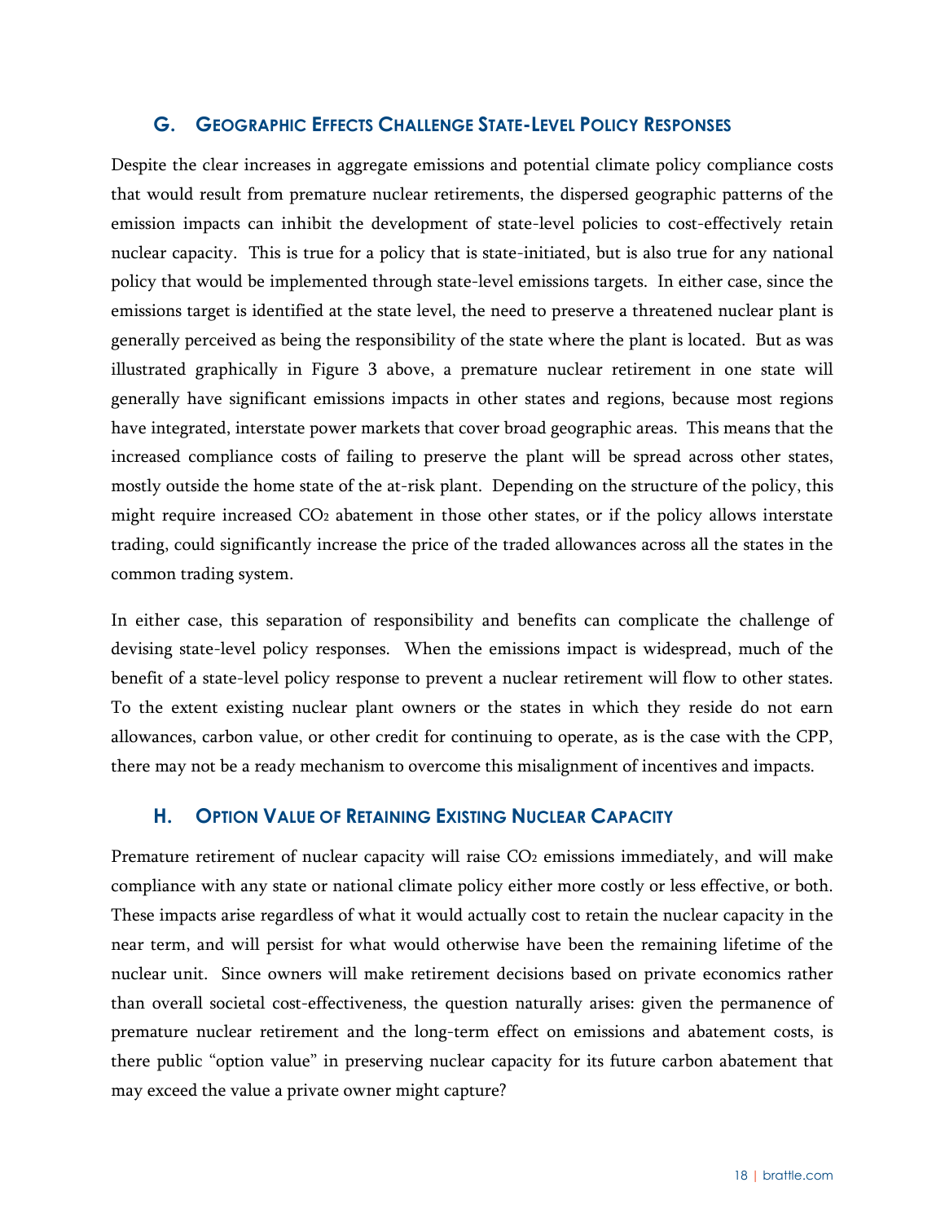### G. Geographic Effects Challenge State-Level Policy Responses

Despite the clear increases in aggregate emissions and potential climate policy compliance costs that would result from premature nuclear retirements, the dispersed geographic patterns of the emission impacts can inhibit the development of state-level policies to cost-effectively retain nuclear capacity. This is true for a policy that is state-initiated, but is also true for any national policy that would be implemented through state-level emissions targets. In either case, since the emissions target is identified at the state level, the need to preserve a threatened nuclear plant is generally perceived as being the responsibility of the state where the plant is located. But as was illustrated graphically in Figure 3 above, a premature nuclear retirement in one state will generally have significant emissions impacts in other states and regions, because most regions have integrated, interstate power markets that cover broad geographic areas. This means that the increased compliance costs of failing to preserve the plant will be spread across other states, mostly outside the home state of the at-risk plant. Depending on the structure of the policy, this might require increased $CO_2$ abatement in those other states, or if the policy allows interstate trading, could significantly increase the price of the traded allowances across all the states in the common trading system.

In either case, this separation of responsibility and benefits can complicate the challenge of devising state-level policy responses. When the emissions impact is widespread, much of the benefit of a state-level policy response to prevent a nuclear retirement will flow to other states. To the extent existing nuclear plant owners or the states in which they reside do not earn allowances, carbon value, or other credit for continuing to operate, as is the case with the CPP, there may not be a ready mechanism to overcome this misalignment of incentives and impacts.

### H. Option Value of Retaining Existing Nuclear Capacity

Premature retirement of nuclear capacity will raise $CO_2$ emissions immediately, and will make compliance with any state or national climate policy either more costly or less effective, or both. These impacts arise regardless of what it would actually cost to retain the nuclear capacity in the near term, and will persist for what would otherwise have been the remaining lifetime of the nuclear unit. Since owners will make retirement decisions based on private economics rather than overall societal cost-effectiveness, the question naturally arises: given the permanence of premature nuclear retirement and the long-term effect on emissions and abatement costs, is there public "option value" in preserving nuclear capacity for its future carbon abatement that may exceed the value a private owner might capture?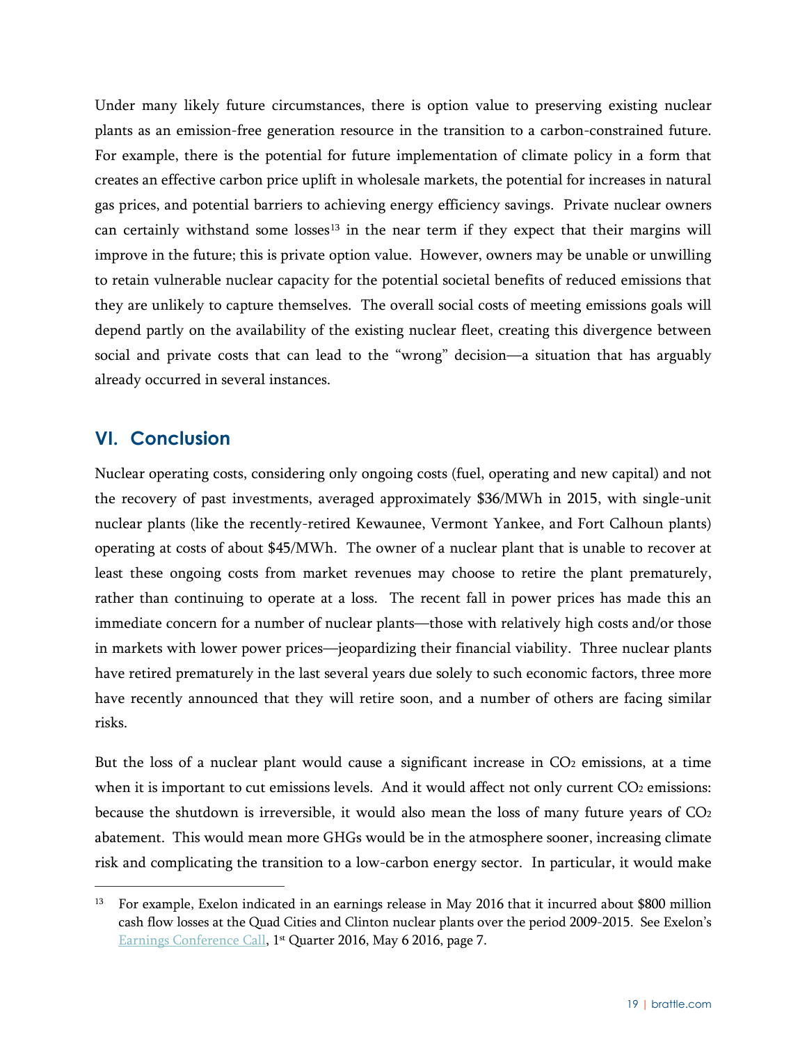Under many likely future circumstances, there is option value to preserving existing nuclear plants as an emission-free generation resource in the transition to a carbon-constrained future. For example, there is the potential for future implementation of climate policy in a form that creates an effective carbon price uplift in wholesale markets, the potential for increases in natural gas prices, and potential barriers to achieving energy efficiency savings. Private nuclear owners can certainly withstand some losses[13] in the near term if they expect that their margins will improve in the future; this is private option value. However, owners may be unable or unwilling to retain vulnerable nuclear capacity for the potential societal benefits of reduced emissions that they are unlikely to capture themselves. The overall social costs of meeting emissions goals will depend partly on the availability of the existing nuclear fleet, creating this divergence between social and private costs that can lead to the "wrong" decision—a situation that has arguably already occurred in several instances.

## VI. Conclusion

Nuclear operating costs, considering only ongoing costs (fuel, operating and new capital) and not the recovery of past investments, averaged approximately $36/MWh in 2015, with single-unit nuclear plants (like the recently-retired Kewaunee, Vermont Yankee, and Fort Calhoun plants) operating at costs of about $45/MWh. The owner of a nuclear plant that is unable to recover at least these ongoing costs from market revenues may choose to retire the plant prematurely, rather than continuing to operate at a loss. The recent fall in power prices has made this an immediate concern for a number of nuclear plants—those with relatively high costs and/or those in markets with lower power prices—jeopardizing their financial viability. Three nuclear plants have retired prematurely in the last several years due solely to such economic factors, three more have recently announced that they will retire soon, and a number of others are facing similar risks.

But the loss of a nuclear plant would cause a significant increase in $CO_2$ emissions, at a time when it is important to cut emissions levels. And it would affect not only current $CO_2$ emissions: because the shutdown is irreversible, it would also mean the loss of many future years of $CO_2$ abatement. This would mean more GHGs would be in the atmosphere sooner, increasing climate risk and complicating the transition to a low-carbon energy sector. In particular, it would make

---

[13] For example, Exelon indicated in an earnings release in May 2016 that it incurred about $800 million cash flow losses at the Quad Cities and Clinton nuclear plants over the period 2009-2015. See Exelon's Earnings Conference Call, 1st Quarter 2016, May 6 2016, page 7.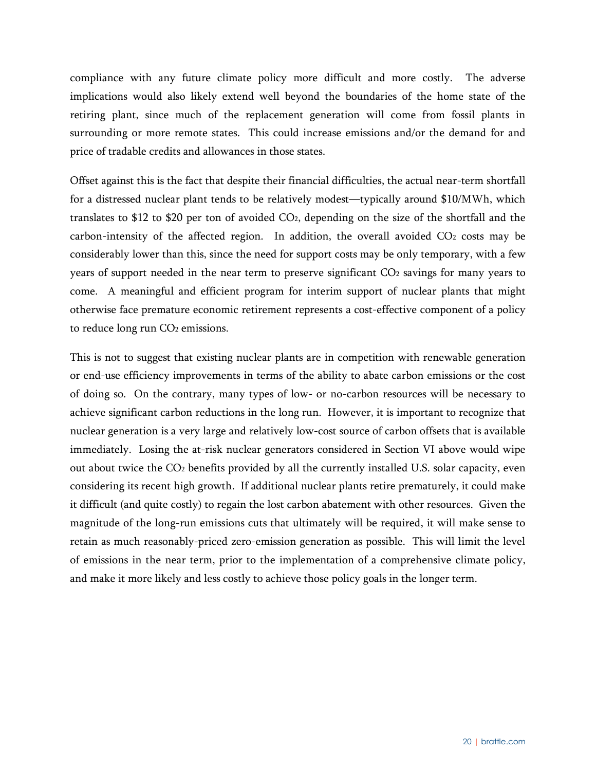compliance with any future climate policy more difficult and more costly. The adverse implications would also likely extend well beyond the boundaries of the home state of the retiring plant, since much of the replacement generation will come from fossil plants in surrounding or more remote states. This could increase emissions and/or the demand for and price of tradable credits and allowances in those states.

Offset against this is the fact that despite their financial difficulties, the actual near-term shortfall for a distressed nuclear plant tends to be relatively modest—typically around $10/MWh, which translates to $12 to $20 per ton of avoided $CO_2$, depending on the size of the shortfall and the carbon-intensity of the affected region. In addition, the overall avoided $CO_2$ costs may be considerably lower than this, since the need for support costs may be only temporary, with a few years of support needed in the near term to preserve significant $CO_2$ savings for many years to come. A meaningful and efficient program for interim support of nuclear plants that might otherwise face premature economic retirement represents a cost-effective component of a policy to reduce long run $CO_2$ emissions.

This is not to suggest that existing nuclear plants are in competition with renewable generation or end-use efficiency improvements in terms of the ability to abate carbon emissions or the cost of doing so. On the contrary, many types of low- or no-carbon resources will be necessary to achieve significant carbon reductions in the long run. However, it is important to recognize that nuclear generation is a very large and relatively low-cost source of carbon offsets that is available immediately. Losing the at-risk nuclear generators considered in Section VI above would wipe out about twice the $CO_2$ benefits provided by all the currently installed U.S. solar capacity, even considering its recent high growth. If additional nuclear plants retire prematurely, it could make it difficult (and quite costly) to regain the lost carbon abatement with other resources. Given the magnitude of the long-run emissions cuts that ultimately will be required, it will make sense to retain as much reasonably-priced zero-emission generation as possible. This will limit the level of emissions in the near term, prior to the implementation of a comprehensive climate policy, and make it more likely and less costly to achieve those policy goals in the longer term.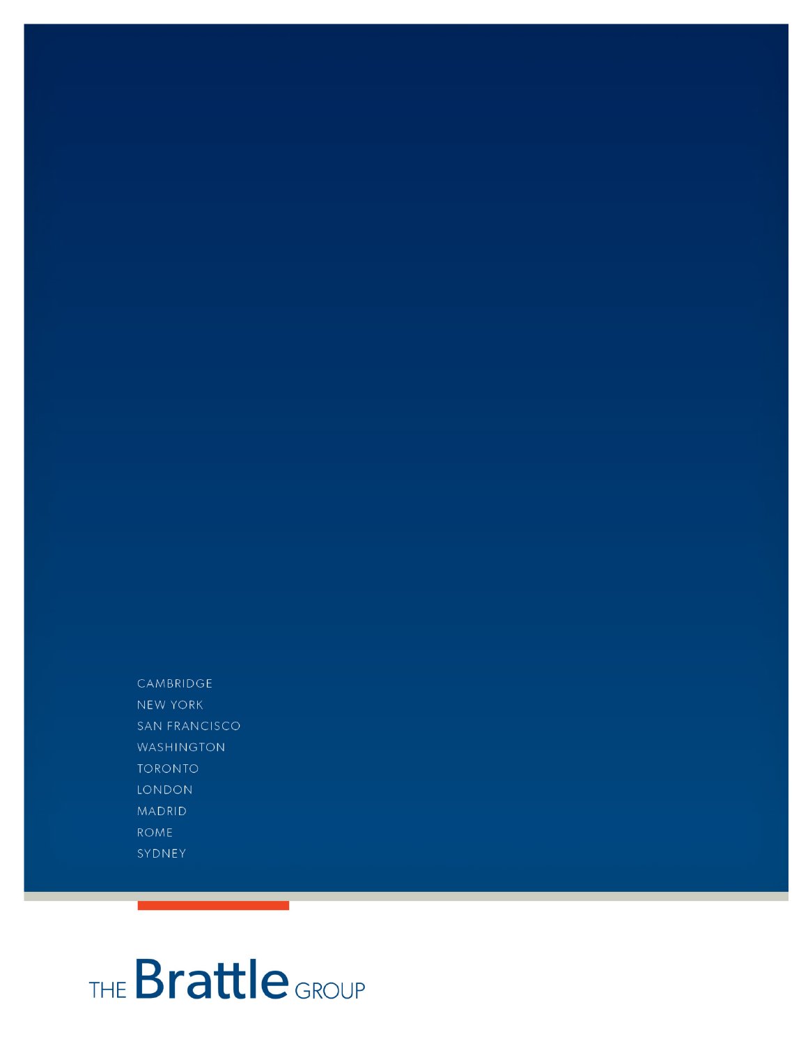CAMBRIDGE
NEW YORK
SAN FRANCISCO
WASHINGTON
TORONTO
LONDON
MADRID
ROME
SYDNEY

THE Brattle GROUP